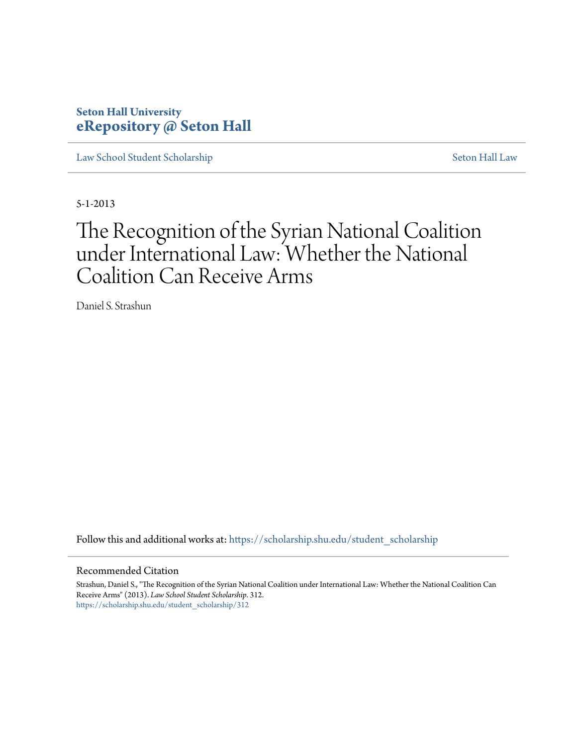**Seton Hall University**
**eRepository @ Seton Hall**

Law School Student Scholarship | Seton Hall Law

5-1-2013

# The Recognition of the Syrian National Coalition under International Law: Whether the National Coalition Can Receive Arms

Daniel S. Strashun

Follow this and additional works at: https://scholarship.shu.edu/student_scholarship

## Recommended Citation

Strashun, Daniel S., "The Recognition of the Syrian National Coalition under International Law: Whether the National Coalition Can Receive Arms" (2013). *Law School Student Scholarship*. 312.
https://scholarship.shu.edu/student_scholarship/312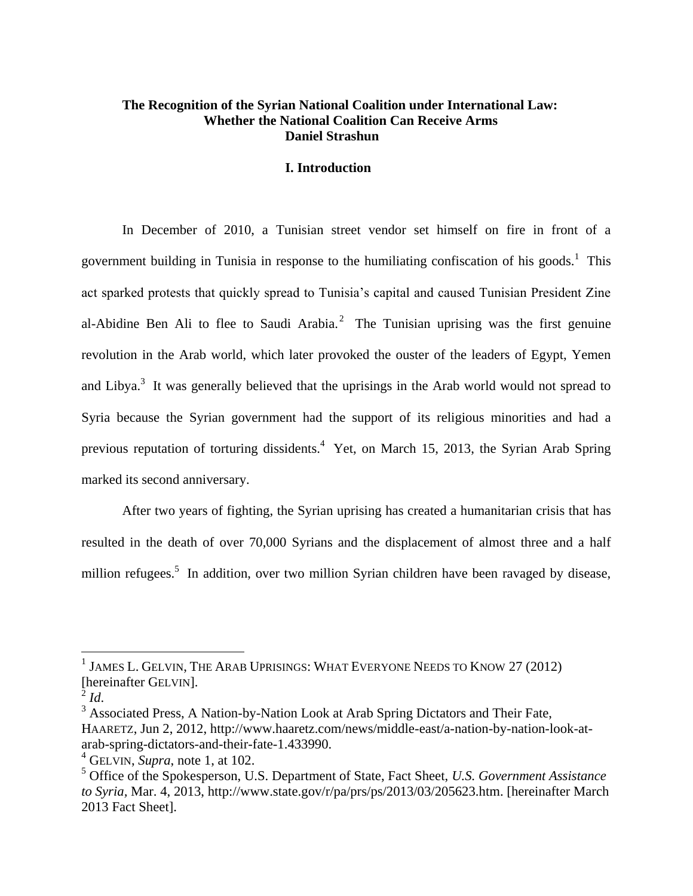**The Recognition of the Syrian National Coalition under International Law: Whether the National Coalition Can Receive Arms**
**Daniel Strashun**

## I. Introduction

In December of 2010, a Tunisian street vendor set himself on fire in front of a government building in Tunisia in response to the humiliating confiscation of his goods.[1] This act sparked protests that quickly spread to Tunisia's capital and caused Tunisian President Zine al-Abidine Ben Ali to flee to Saudi Arabia.[2] The Tunisian uprising was the first genuine revolution in the Arab world, which later provoked the ouster of the leaders of Egypt, Yemen and Libya.[3] It was generally believed that the uprisings in the Arab world would not spread to Syria because the Syrian government had the support of its religious minorities and had a previous reputation of torturing dissidents.[4] Yet, on March 15, 2013, the Syrian Arab Spring marked its second anniversary.

After two years of fighting, the Syrian uprising has created a humanitarian crisis that has resulted in the death of over 70,000 Syrians and the displacement of almost three and a half million refugees.[5] In addition, over two million Syrian children have been ravaged by disease,

---

[1] JAMES L. GELVIN, THE ARAB UPRISINGS: WHAT EVERYONE NEEDS TO KNOW 27 (2012) [hereinafter GELVIN].

[2] *Id.*

[3] Associated Press, A Nation-by-Nation Look at Arab Spring Dictators and Their Fate, HAARETZ, Jun 2, 2012, http://www.haaretz.com/news/middle-east/a-nation-by-nation-look-at-arab-spring-dictators-and-their-fate-1.433990.

[4] GELVIN, *Supra*, note 1, at 102.

[5] Office of the Spokesperson, U.S. Department of State, Fact Sheet, *U.S. Government Assistance to Syria*, Mar. 4, 2013, http://www.state.gov/r/pa/prs/ps/2013/03/205623.htm. [hereinafter March 2013 Fact Sheet].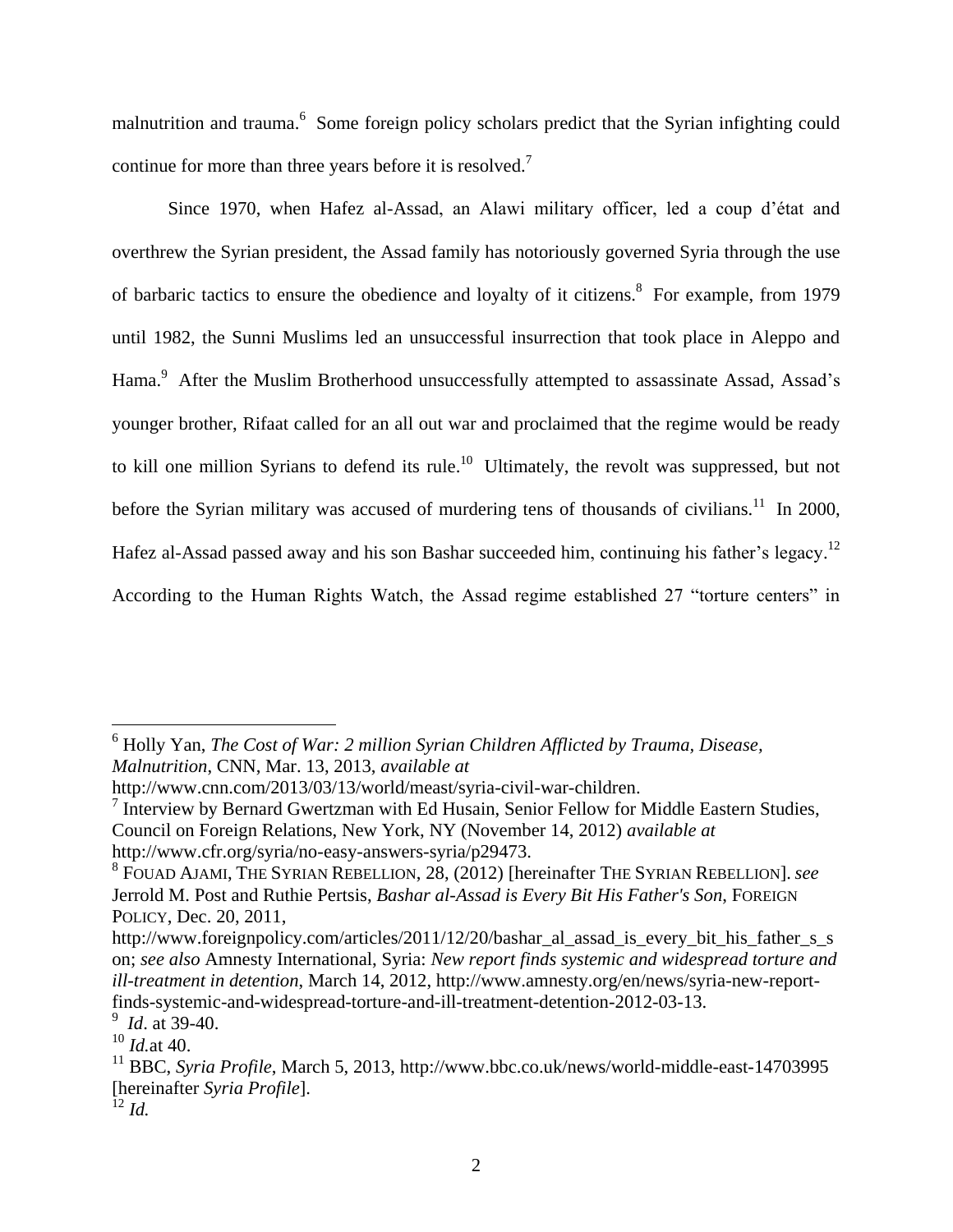malnutrition and trauma.[6] Some foreign policy scholars predict that the Syrian infighting could continue for more than three years before it is resolved.[7]

Since 1970, when Hafez al-Assad, an Alawi military officer, led a coup d'état and overthrew the Syrian president, the Assad family has notoriously governed Syria through the use of barbaric tactics to ensure the obedience and loyalty of it citizens.[8] For example, from 1979 until 1982, the Sunni Muslims led an unsuccessful insurrection that took place in Aleppo and Hama.[9] After the Muslim Brotherhood unsuccessfully attempted to assassinate Assad, Assad's younger brother, Rifaat called for an all out war and proclaimed that the regime would be ready to kill one million Syrians to defend its rule.[10] Ultimately, the revolt was suppressed, but not before the Syrian military was accused of murdering tens of thousands of civilians.[11] In 2000, Hafez al-Assad passed away and his son Bashar succeeded him, continuing his father's legacy.[12] According to the Human Rights Watch, the Assad regime established 27 "torture centers" in

---

[6] Holly Yan, *The Cost of War: 2 million Syrian Children Afflicted by Trauma, Disease, Malnutrition*, CNN, Mar. 13, 2013, *available at* http://www.cnn.com/2013/03/13/world/meast/syria-civil-war-children.

[7] Interview by Bernard Gwertzman with Ed Husain, Senior Fellow for Middle Eastern Studies, Council on Foreign Relations, New York, NY (November 14, 2012) *available at* http://www.cfr.org/syria/no-easy-answers-syria/p29473.

[8] FOUAD AJAMI, THE SYRIAN REBELLION, 28, (2012) [hereinafter THE SYRIAN REBELLION]. *see* Jerrold M. Post and Ruthie Pertsis, *Bashar al-Assad is Every Bit His Father's Son*, FOREIGN POLICY, Dec. 20, 2011, http://www.foreignpolicy.com/articles/2011/12/20/bashar_al_assad_is_every_bit_his_father_s_son; *see also* Amnesty International, Syria: *New report finds systemic and widespread torture and ill-treatment in detention*, March 14, 2012, http://www.amnesty.org/en/news/syria-new-report-finds-systemic-and-widespread-torture-and-ill-treatment-detention-2012-03-13.

[9] *Id*. at 39-40.

[10] *Id.*at 40.

[11] BBC, *Syria Profile*, March 5, 2013, http://www.bbc.co.uk/news/world-middle-east-14703995 [hereinafter *Syria Profile*].

[12] *Id.*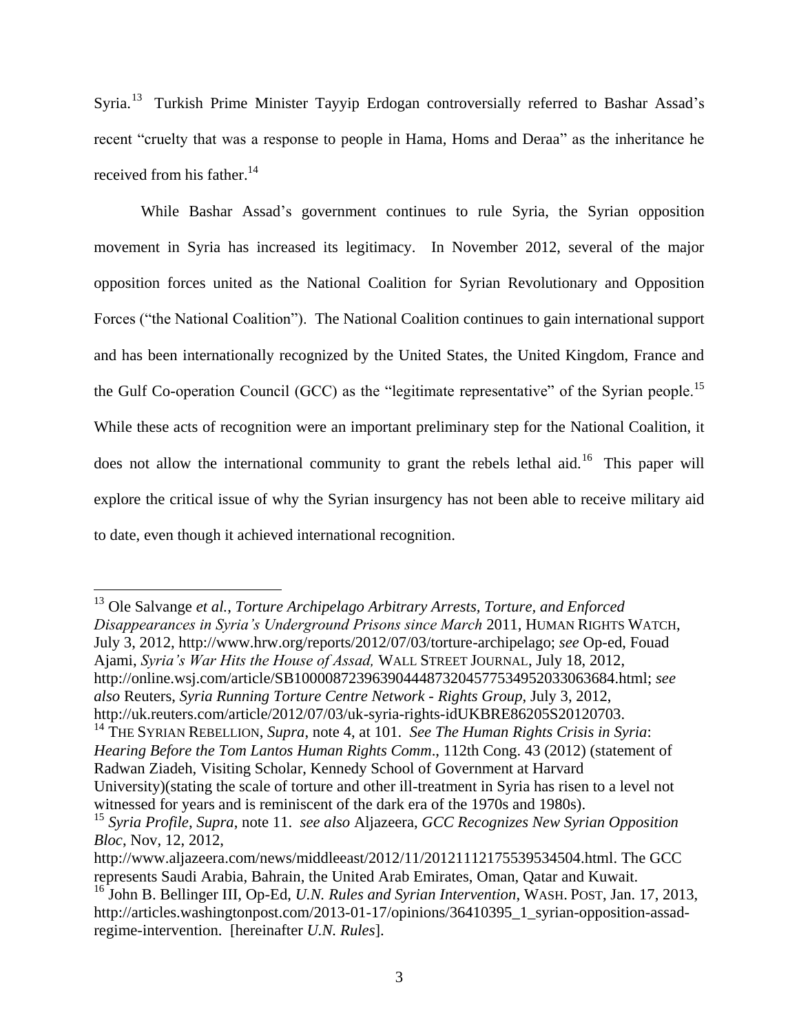Syria.[13] Turkish Prime Minister Tayyip Erdogan controversially referred to Bashar Assad's recent "cruelty that was a response to people in Hama, Homs and Deraa" as the inheritance he received from his father.[14]

While Bashar Assad's government continues to rule Syria, the Syrian opposition movement in Syria has increased its legitimacy. In November 2012, several of the major opposition forces united as the National Coalition for Syrian Revolutionary and Opposition Forces ("the National Coalition"). The National Coalition continues to gain international support and has been internationally recognized by the United States, the United Kingdom, France and the Gulf Co-operation Council (GCC) as the "legitimate representative" of the Syrian people.[15] While these acts of recognition were an important preliminary step for the National Coalition, it does not allow the international community to grant the rebels lethal aid.[16] This paper will explore the critical issue of why the Syrian insurgency has not been able to receive military aid to date, even though it achieved international recognition.

---

[13] Ole Salvange *et al.*, *Torture Archipelago Arbitrary Arrests, Torture, and Enforced Disappearances in Syria's Underground Prisons since March* 2011, HUMAN RIGHTS WATCH, July 3, 2012, http://www.hrw.org/reports/2012/07/03/torture-archipelago; *see* Op-ed, Fouad Ajami, *Syria's War Hits the House of Assad,* WALL STREET JOURNAL, July 18, 2012, http://online.wsj.com/article/SB10000872396390444873204577534952033063684.html; *see also* Reuters, *Syria Running Torture Centre Network - Rights Group*, July 3, 2012, http://uk.reuters.com/article/2012/07/03/uk-syria-rights-idUKBRE86205S20120703.

[14] THE SYRIAN REBELLION, *Supra*, note 4, at 101. *See The Human Rights Crisis in Syria*: *Hearing Before the Tom Lantos Human Rights Comm*., 112th Cong. 43 (2012) (statement of Radwan Ziadeh, Visiting Scholar, Kennedy School of Government at Harvard University)(stating the scale of torture and other ill-treatment in Syria has risen to a level not witnessed for years and is reminiscent of the dark era of the 1970s and 1980s).

[15] *Syria Profile*, *Supra*, note 11. *see also* Aljazeera, *GCC Recognizes New Syrian Opposition Bloc*, Nov, 12, 2012, http://www.aljazeera.com/news/middleeast/2012/11/20121112175539534504.html. The GCC represents Saudi Arabia, Bahrain, the United Arab Emirates, Oman, Qatar and Kuwait.

[16] John B. Bellinger III, Op-Ed, *U.N. Rules and Syrian Intervention*, WASH. POST, Jan. 17, 2013, http://articles.washingtonpost.com/2013-01-17/opinions/36410395_1_syrian-opposition-assad-regime-intervention. [hereinafter *U.N. Rules*].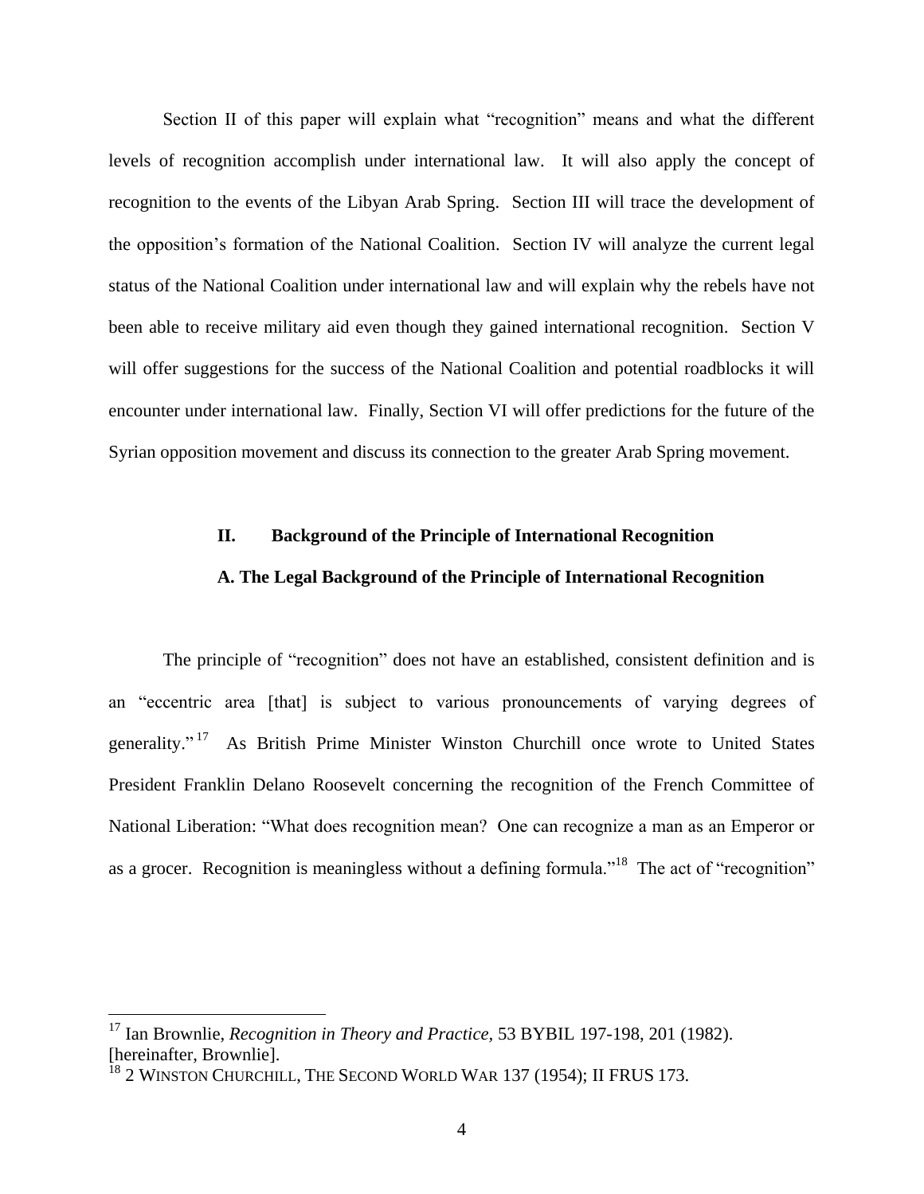Section II of this paper will explain what "recognition" means and what the different levels of recognition accomplish under international law. It will also apply the concept of recognition to the events of the Libyan Arab Spring. Section III will trace the development of the opposition's formation of the National Coalition. Section IV will analyze the current legal status of the National Coalition under international law and will explain why the rebels have not been able to receive military aid even though they gained international recognition. Section V will offer suggestions for the success of the National Coalition and potential roadblocks it will encounter under international law. Finally, Section VI will offer predictions for the future of the Syrian opposition movement and discuss its connection to the greater Arab Spring movement.

## II. Background of the Principle of International Recognition

### A. The Legal Background of the Principle of International Recognition

The principle of "recognition" does not have an established, consistent definition and is an "eccentric area [that] is subject to various pronouncements of varying degrees of generality."[17] As British Prime Minister Winston Churchill once wrote to United States President Franklin Delano Roosevelt concerning the recognition of the French Committee of National Liberation: "What does recognition mean? One can recognize a man as an Emperor or as a grocer. Recognition is meaningless without a defining formula."[18] The act of "recognition"

---

[17] Ian Brownlie, *Recognition in Theory and Practice*, 53 BYBIL 197-198, 201 (1982). [hereinafter, Brownlie].

[18] 2 WINSTON CHURCHILL, THE SECOND WORLD WAR 137 (1954); II FRUS 173.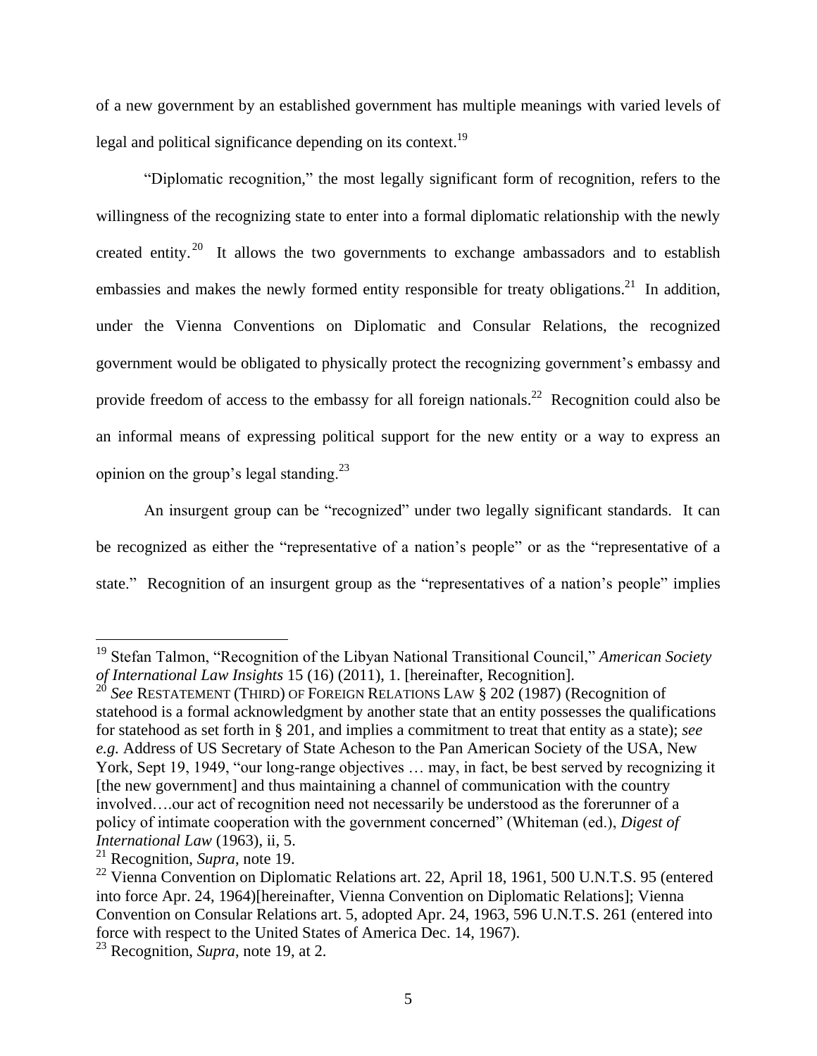of a new government by an established government has multiple meanings with varied levels of legal and political significance depending on its context.[19]

"Diplomatic recognition," the most legally significant form of recognition, refers to the willingness of the recognizing state to enter into a formal diplomatic relationship with the newly created entity.[20] It allows the two governments to exchange ambassadors and to establish embassies and makes the newly formed entity responsible for treaty obligations.[21] In addition, under the Vienna Conventions on Diplomatic and Consular Relations, the recognized government would be obligated to physically protect the recognizing government's embassy and provide freedom of access to the embassy for all foreign nationals.[22] Recognition could also be an informal means of expressing political support for the new entity or a way to express an opinion on the group's legal standing.[23]

An insurgent group can be "recognized" under two legally significant standards. It can be recognized as either the "representative of a nation's people" or as the "representative of a state." Recognition of an insurgent group as the "representatives of a nation's people" implies

---

[19] Stefan Talmon, "Recognition of the Libyan National Transitional Council," *American Society of International Law Insights* 15 (16) (2011), 1. [hereinafter, Recognition].

[20] *See* RESTATEMENT (THIRD) OF FOREIGN RELATIONS LAW § 202 (1987) (Recognition of statehood is a formal acknowledgment by another state that an entity possesses the qualifications for statehood as set forth in § 201, and implies a commitment to treat that entity as a state); *see e.g.* Address of US Secretary of State Acheson to the Pan American Society of the USA, New York, Sept 19, 1949, "our long-range objectives … may, in fact, be best served by recognizing it [the new government] and thus maintaining a channel of communication with the country involved….our act of recognition need not necessarily be understood as the forerunner of a policy of intimate cooperation with the government concerned" (Whiteman (ed.), *Digest of International Law* (1963), ii, 5.

[21] Recognition, *Supra*, note 19.

[22] Vienna Convention on Diplomatic Relations art. 22, April 18, 1961, 500 U.N.T.S. 95 (entered into force Apr. 24, 1964)[hereinafter, Vienna Convention on Diplomatic Relations]; Vienna Convention on Consular Relations art. 5, adopted Apr. 24, 1963, 596 U.N.T.S. 261 (entered into force with respect to the United States of America Dec. 14, 1967).

[23] Recognition, *Supra*, note 19, at 2.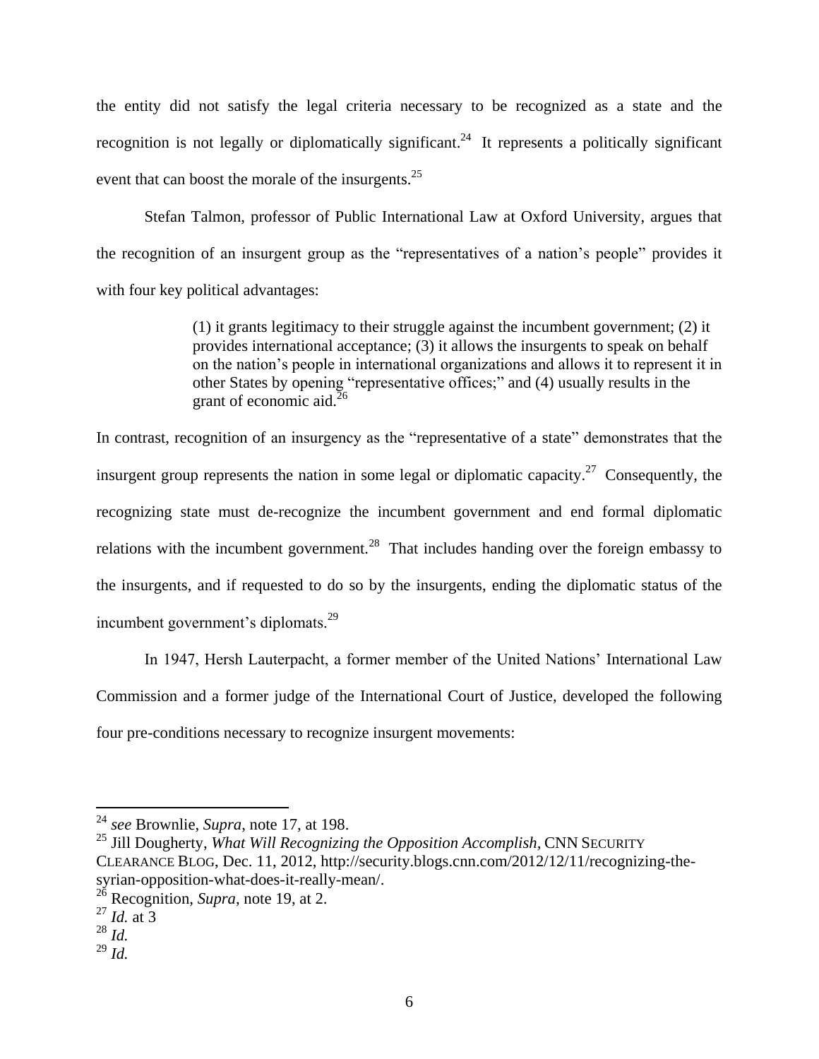the entity did not satisfy the legal criteria necessary to be recognized as a state and the recognition is not legally or diplomatically significant.[24] It represents a politically significant event that can boost the morale of the insurgents.[25]

Stefan Talmon, professor of Public International Law at Oxford University, argues that the recognition of an insurgent group as the "representatives of a nation's people" provides it with four key political advantages:

> (1) it grants legitimacy to their struggle against the incumbent government; (2) it provides international acceptance; (3) it allows the insurgents to speak on behalf on the nation's people in international organizations and allows it to represent it in other States by opening "representative offices;" and (4) usually results in the grant of economic aid.[26]

In contrast, recognition of an insurgency as the "representative of a state" demonstrates that the insurgent group represents the nation in some legal or diplomatic capacity.[27] Consequently, the recognizing state must de-recognize the incumbent government and end formal diplomatic relations with the incumbent government.[28] That includes handing over the foreign embassy to the insurgents, and if requested to do so by the insurgents, ending the diplomatic status of the incumbent government's diplomats.[29]

In 1947, Hersh Lauterpacht, a former member of the United Nations' International Law Commission and a former judge of the International Court of Justice, developed the following four pre-conditions necessary to recognize insurgent movements:

---

[24] *see* Brownlie, *Supra*, note 17, at 198.

[25] Jill Dougherty, *What Will Recognizing the Opposition Accomplish,* CNN SECURITY CLEARANCE BLOG, Dec. 11, 2012, http://security.blogs.cnn.com/2012/12/11/recognizing-the-syrian-opposition-what-does-it-really-mean/.

[26] Recognition, *Supra*, note 19, at 2.

[27] *Id.* at 3

[28] *Id.*

[29] *Id.*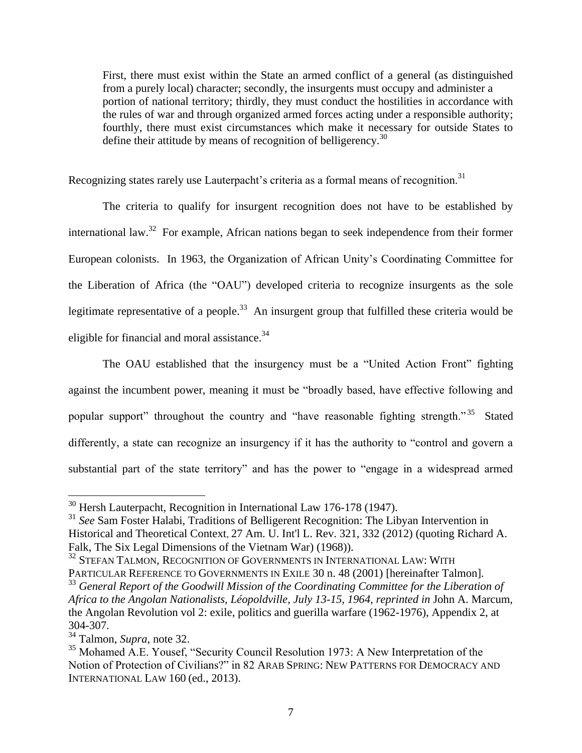> First, there must exist within the State an armed conflict of a general (as distinguished from a purely local) character; secondly, the insurgents must occupy and administer a portion of national territory; thirdly, they must conduct the hostilities in accordance with the rules of war and through organized armed forces acting under a responsible authority; fourthly, there must exist circumstances which make it necessary for outside States to define their attitude by means of recognition of belligerency.[30]

Recognizing states rarely use Lauterpacht's criteria as a formal means of recognition.[31]

The criteria to qualify for insurgent recognition does not have to be established by international law.[32] For example, African nations began to seek independence from their former European colonists. In 1963, the Organization of African Unity's Coordinating Committee for the Liberation of Africa (the "OAU") developed criteria to recognize insurgents as the sole legitimate representative of a people.[33] An insurgent group that fulfilled these criteria would be eligible for financial and moral assistance.[34]

The OAU established that the insurgency must be a "United Action Front" fighting against the incumbent power, meaning it must be "broadly based, have effective following and popular support" throughout the country and "have reasonable fighting strength."[35] Stated differently, a state can recognize an insurgency if it has the authority to "control and govern a substantial part of the state territory" and has the power to "engage in a widespread armed

---

[30] Hersh Lauterpacht, Recognition in International Law 176-178 (1947).

[31] *See* Sam Foster Halabi, Traditions of Belligerent Recognition: The Libyan Intervention in Historical and Theoretical Context, 27 Am. U. Int'l L. Rev. 321, 332 (2012) (quoting Richard A. Falk, The Six Legal Dimensions of the Vietnam War) (1968)).

[32] STEFAN TALMON, RECOGNITION OF GOVERNMENTS IN INTERNATIONAL LAW: WITH PARTICULAR REFERENCE TO GOVERNMENTS IN EXILE 30 n. 48 (2001) [hereinafter Talmon].

[33] *General Report of the Goodwill Mission of the Coordinating Committee for the Liberation of Africa to the Angolan Nationalists, Léopoldville, July 13-15, 1964, reprinted in* John A. Marcum, the Angolan Revolution vol 2: exile, politics and guerilla warfare (1962-1976), Appendix 2, at 304-307.

[34] Talmon, *Supra*, note 32.

[35] Mohamed A.E. Yousef, "Security Council Resolution 1973: A New Interpretation of the Notion of Protection of Civilians?" in 82 ARAB SPRING: NEW PATTERNS FOR DEMOCRACY AND INTERNATIONAL LAW 160 (ed., 2013).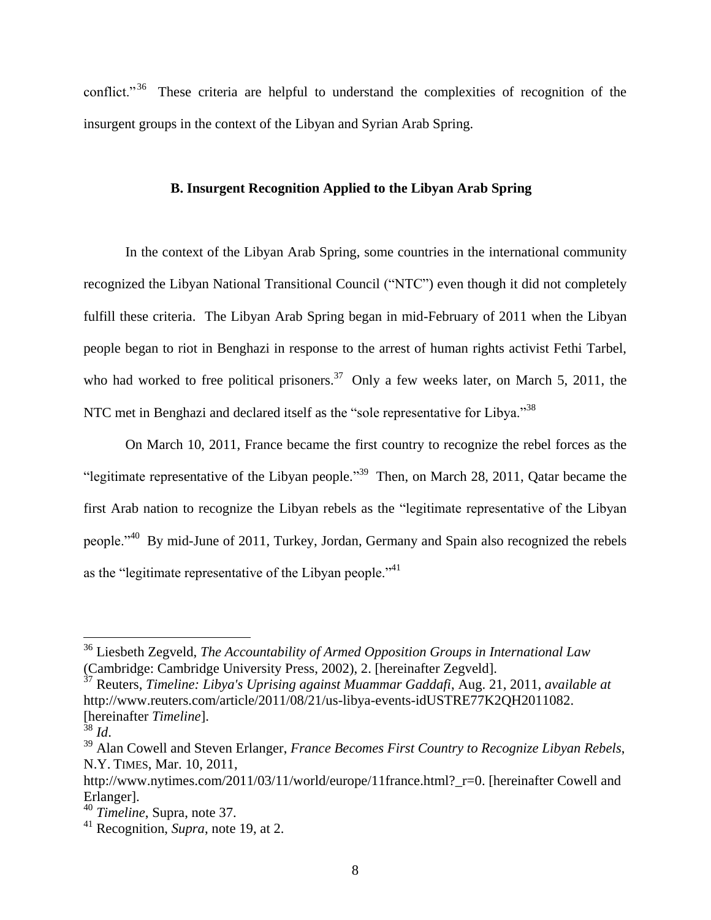conflict."[36] These criteria are helpful to understand the complexities of recognition of the insurgent groups in the context of the Libyan and Syrian Arab Spring.

### B. Insurgent Recognition Applied to the Libyan Arab Spring

In the context of the Libyan Arab Spring, some countries in the international community recognized the Libyan National Transitional Council ("NTC") even though it did not completely fulfill these criteria. The Libyan Arab Spring began in mid-February of 2011 when the Libyan people began to riot in Benghazi in response to the arrest of human rights activist Fethi Tarbel, who had worked to free political prisoners.[37] Only a few weeks later, on March 5, 2011, the NTC met in Benghazi and declared itself as the "sole representative for Libya."[38]

On March 10, 2011, France became the first country to recognize the rebel forces as the "legitimate representative of the Libyan people."[39] Then, on March 28, 2011, Qatar became the first Arab nation to recognize the Libyan rebels as the "legitimate representative of the Libyan people."[40] By mid-June of 2011, Turkey, Jordan, Germany and Spain also recognized the rebels as the "legitimate representative of the Libyan people."[41]

---

[36] Liesbeth Zegveld, *The Accountability of Armed Opposition Groups in International Law* (Cambridge: Cambridge University Press, 2002), 2. [hereinafter Zegveld].

[37] Reuters, *Timeline: Libya's Uprising against Muammar Gaddafi*, Aug. 21, 2011, *available at* http://www.reuters.com/article/2011/08/21/us-libya-events-idUSTRE77K2QH2011082. [hereinafter *Timeline*].

[38] *Id*.

[39] Alan Cowell and Steven Erlanger, *France Becomes First Country to Recognize Libyan Rebels*, N.Y. TIMES, Mar. 10, 2011, http://www.nytimes.com/2011/03/11/world/europe/11france.html?_r=0. [hereinafter Cowell and Erlanger].

[40] *Timeline*, Supra, note 37.

[41] Recognition, *Supra*, note 19, at 2.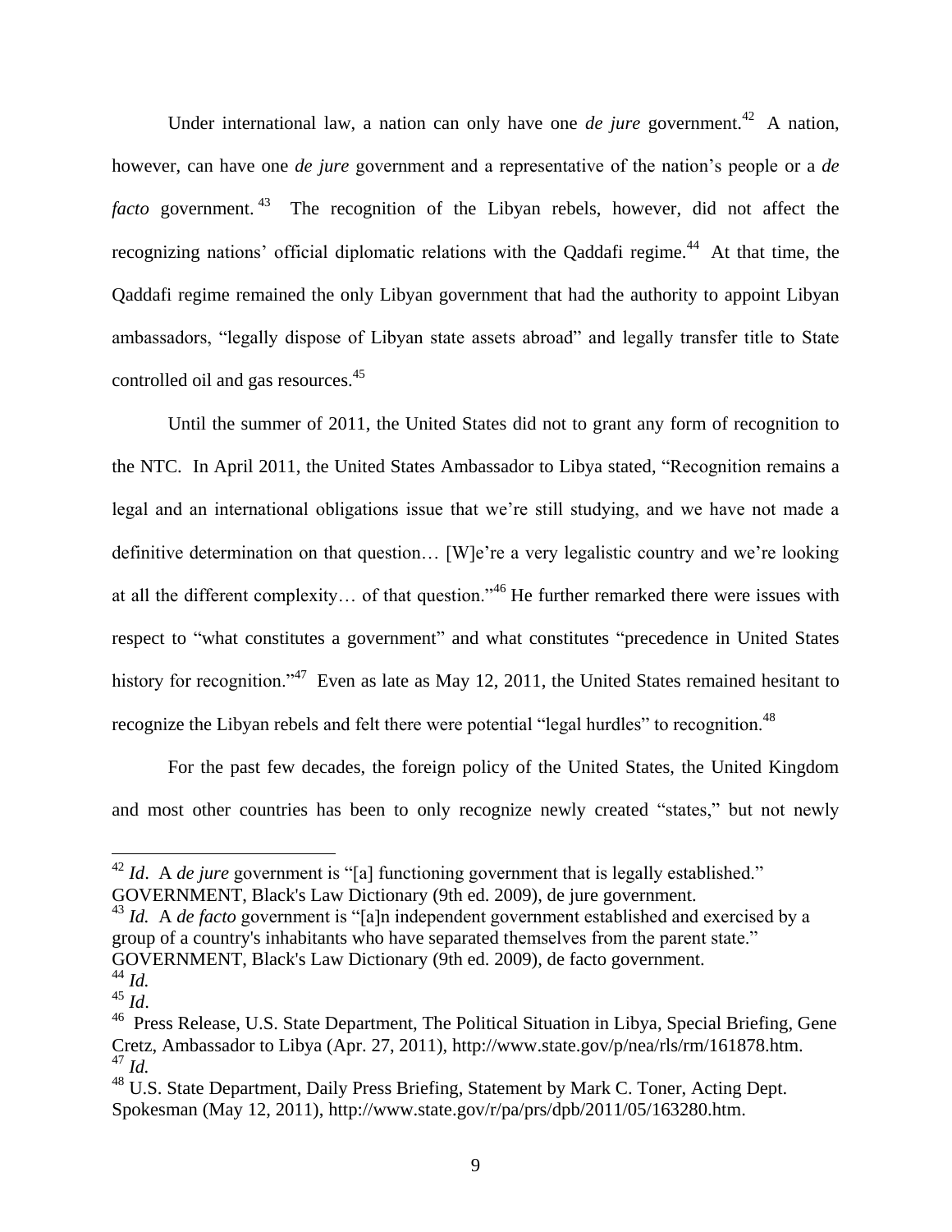Under international law, a nation can only have one *de jure* government.[42] A nation, however, can have one *de jure* government and a representative of the nation's people or a *de facto* government.[43] The recognition of the Libyan rebels, however, did not affect the recognizing nations' official diplomatic relations with the Qaddafi regime.[44] At that time, the Qaddafi regime remained the only Libyan government that had the authority to appoint Libyan ambassadors, "legally dispose of Libyan state assets abroad" and legally transfer title to State controlled oil and gas resources.[45]

Until the summer of 2011, the United States did not to grant any form of recognition to the NTC. In April 2011, the United States Ambassador to Libya stated, "Recognition remains a legal and an international obligations issue that we're still studying, and we have not made a definitive determination on that question… [W]e're a very legalistic country and we're looking at all the different complexity… of that question."[46] He further remarked there were issues with respect to "what constitutes a government" and what constitutes "precedence in United States history for recognition."[47] Even as late as May 12, 2011, the United States remained hesitant to recognize the Libyan rebels and felt there were potential "legal hurdles" to recognition.[48]

For the past few decades, the foreign policy of the United States, the United Kingdom and most other countries has been to only recognize newly created "states," but not newly

---

[42] *Id*. A *de jure* government is "[a] functioning government that is legally established." GOVERNMENT, Black's Law Dictionary (9th ed. 2009), de jure government.

[43] *Id.* A *de facto* government is "[a]n independent government established and exercised by a group of a country's inhabitants who have separated themselves from the parent state." GOVERNMENT, Black's Law Dictionary (9th ed. 2009), de facto government.

[44] *Id.*

[45] *Id*.

[46] Press Release, U.S. State Department, The Political Situation in Libya, Special Briefing, Gene Cretz, Ambassador to Libya (Apr. 27, 2011), http://www.state.gov/p/nea/rls/rm/161878.htm.

[47] *Id.*

[48] U.S. State Department, Daily Press Briefing, Statement by Mark C. Toner, Acting Dept. Spokesman (May 12, 2011), http://www.state.gov/r/pa/prs/dpb/2011/05/163280.htm.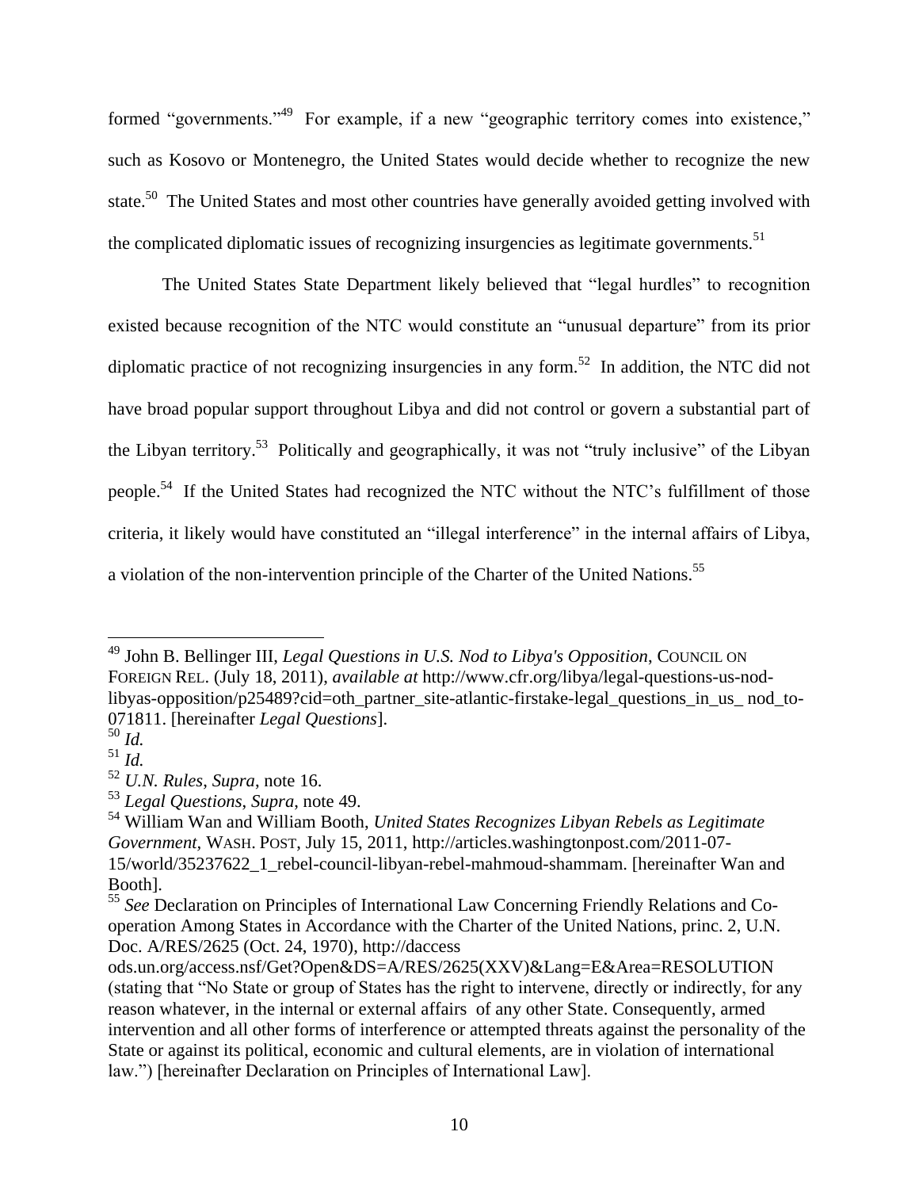formed "governments."[49] For example, if a new "geographic territory comes into existence," such as Kosovo or Montenegro, the United States would decide whether to recognize the new state.[50] The United States and most other countries have generally avoided getting involved with the complicated diplomatic issues of recognizing insurgencies as legitimate governments.[51]

The United States State Department likely believed that "legal hurdles" to recognition existed because recognition of the NTC would constitute an "unusual departure" from its prior diplomatic practice of not recognizing insurgencies in any form.[52] In addition, the NTC did not have broad popular support throughout Libya and did not control or govern a substantial part of the Libyan territory.[53] Politically and geographically, it was not "truly inclusive" of the Libyan people.[54] If the United States had recognized the NTC without the NTC's fulfillment of those criteria, it likely would have constituted an "illegal interference" in the internal affairs of Libya, a violation of the non-intervention principle of the Charter of the United Nations.[55]

---

[49] John B. Bellinger III, *Legal Questions in U.S. Nod to Libya's Opposition*, COUNCIL ON FOREIGN REL. (July 18, 2011), *available at* http://www.cfr.org/libya/legal-questions-us-nod-libyas-opposition/p25489?cid=oth_partner_site-atlantic-firstake-legal_questions_in_us_ nod_to-071811. [hereinafter *Legal Questions*].

[50] *Id.*

[51] *Id.*

[52] *U.N. Rules*, *Supra*, note 16.

[53] *Legal Questions*, *Supra*, note 49.

[54] William Wan and William Booth, *United States Recognizes Libyan Rebels as Legitimate Government,* WASH. POST, July 15, 2011, http://articles.washingtonpost.com/2011-07-15/world/35237622_1_rebel-council-libyan-rebel-mahmoud-shammam. [hereinafter Wan and Booth].

[55] *See* Declaration on Principles of International Law Concerning Friendly Relations and Co-operation Among States in Accordance with the Charter of the United Nations, princ. 2, U.N. Doc. A/RES/2625 (Oct. 24, 1970), http://daccess ods.un.org/access.nsf/Get?Open&DS=A/RES/2625(XXV)&Lang=E&Area=RESOLUTION (stating that "No State or group of States has the right to intervene, directly or indirectly, for any reason whatever, in the internal or external affairs of any other State. Consequently, armed intervention and all other forms of interference or attempted threats against the personality of the State or against its political, economic and cultural elements, are in violation of international law.") [hereinafter Declaration on Principles of International Law].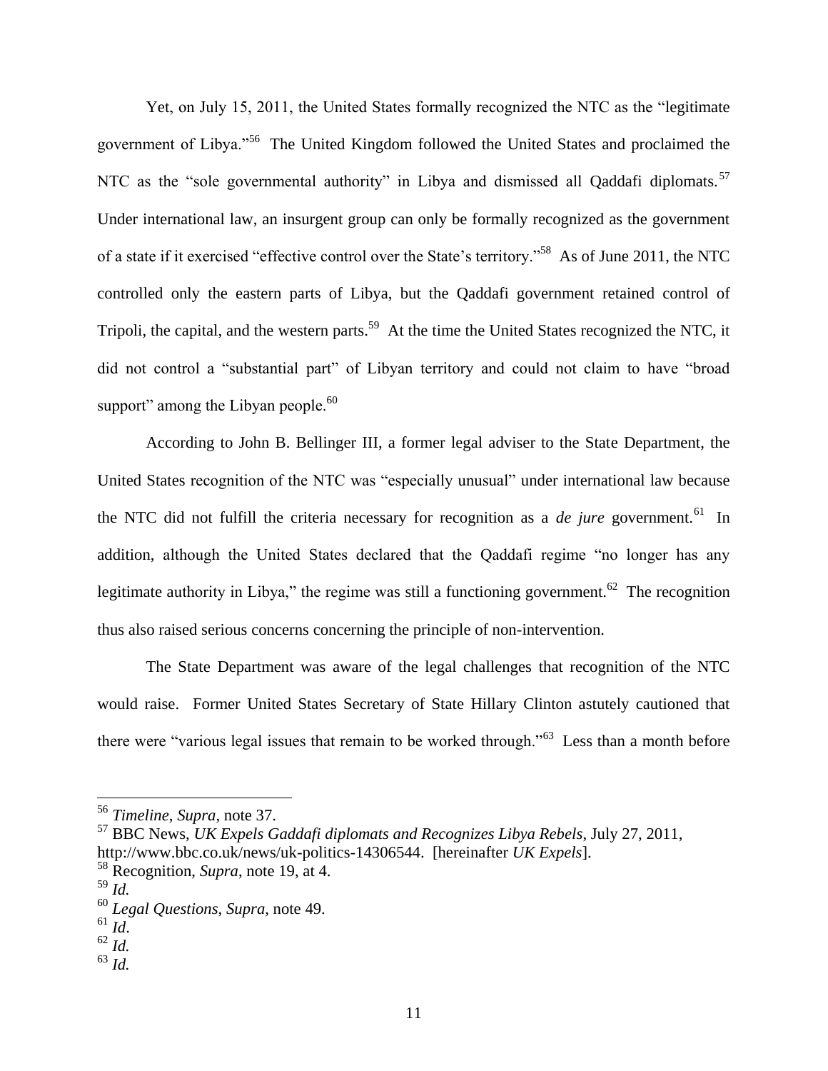Yet, on July 15, 2011, the United States formally recognized the NTC as the "legitimate government of Libya."[56] The United Kingdom followed the United States and proclaimed the NTC as the "sole governmental authority" in Libya and dismissed all Qaddafi diplomats.[57] Under international law, an insurgent group can only be formally recognized as the government of a state if it exercised "effective control over the State's territory."[58] As of June 2011, the NTC controlled only the eastern parts of Libya, but the Qaddafi government retained control of Tripoli, the capital, and the western parts.[59] At the time the United States recognized the NTC, it did not control a "substantial part" of Libyan territory and could not claim to have "broad support" among the Libyan people.[60]

According to John B. Bellinger III, a former legal adviser to the State Department, the United States recognition of the NTC was "especially unusual" under international law because the NTC did not fulfill the criteria necessary for recognition as a *de jure* government.[61] In addition, although the United States declared that the Qaddafi regime "no longer has any legitimate authority in Libya," the regime was still a functioning government.[62] The recognition thus also raised serious concerns concerning the principle of non-intervention.

The State Department was aware of the legal challenges that recognition of the NTC would raise. Former United States Secretary of State Hillary Clinton astutely cautioned that there were "various legal issues that remain to be worked through."[63] Less than a month before

---

[56] *Timeline*, *Supra*, note 37.

[57] BBC News, *UK Expels Gaddafi diplomats and Recognizes Libya Rebels*, July 27, 2011, http://www.bbc.co.uk/news/uk-politics-14306544. [hereinafter *UK Expels*].

[58] Recognition, *Supra*, note 19, at 4.

[59] *Id.*

[60] *Legal Questions*, *Supra*, note 49.

[61] *Id*.

[62] *Id.*

[63] *Id.*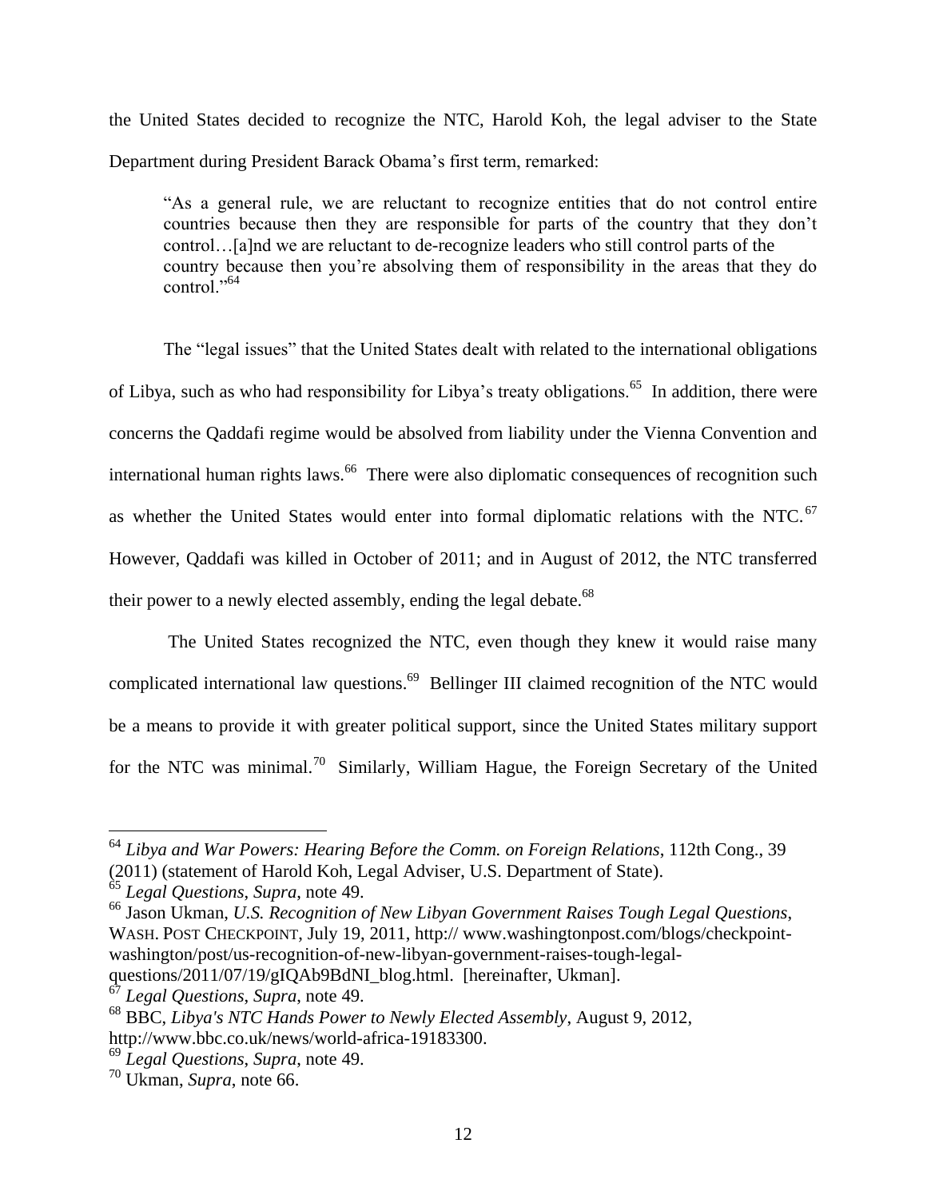the United States decided to recognize the NTC, Harold Koh, the legal adviser to the State Department during President Barack Obama's first term, remarked:

> "As a general rule, we are reluctant to recognize entities that do not control entire countries because then they are responsible for parts of the country that they don't control…[a]nd we are reluctant to de-recognize leaders who still control parts of the country because then you're absolving them of responsibility in the areas that they do control."[64]

The "legal issues" that the United States dealt with related to the international obligations of Libya, such as who had responsibility for Libya's treaty obligations.[65] In addition, there were concerns the Qaddafi regime would be absolved from liability under the Vienna Convention and international human rights laws.[66] There were also diplomatic consequences of recognition such as whether the United States would enter into formal diplomatic relations with the NTC.[67] However, Qaddafi was killed in October of 2011; and in August of 2012, the NTC transferred their power to a newly elected assembly, ending the legal debate.[68]

The United States recognized the NTC, even though they knew it would raise many complicated international law questions.[69] Bellinger III claimed recognition of the NTC would be a means to provide it with greater political support, since the United States military support for the NTC was minimal.[70] Similarly, William Hague, the Foreign Secretary of the United

---

[64] *Libya and War Powers: Hearing Before the Comm. on Foreign Relations*, 112th Cong., 39 (2011) (statement of Harold Koh, Legal Adviser, U.S. Department of State).

[65] *Legal Questions*, *Supra*, note 49.

[66] Jason Ukman, *U.S. Recognition of New Libyan Government Raises Tough Legal Questions*, WASH. POST CHECKPOINT, July 19, 2011, http:// www.washingtonpost.com/blogs/checkpoint-washington/post/us-recognition-of-new-libyan-government-raises-tough-legal-questions/2011/07/19/gIQAb9BdNI_blog.html. [hereinafter, Ukman].

[67] *Legal Questions*, *Supra*, note 49.

[68] BBC, *Libya's NTC Hands Power to Newly Elected Assembly*, August 9, 2012, http://www.bbc.co.uk/news/world-africa-19183300.

[69] *Legal Questions*, *Supra*, note 49.

[70] Ukman, *Supra*, note 66.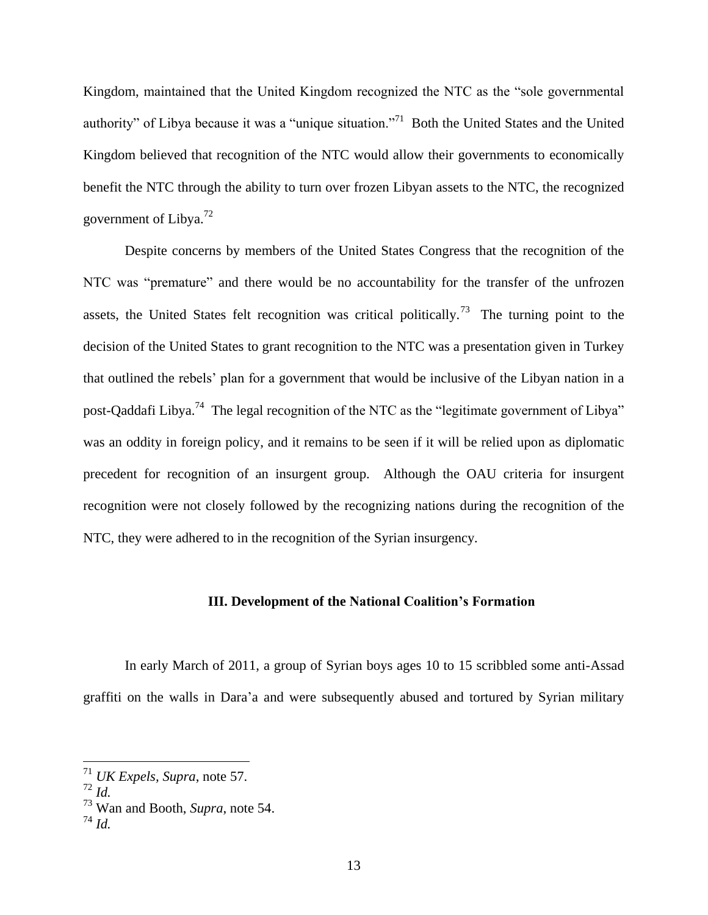Kingdom, maintained that the United Kingdom recognized the NTC as the "sole governmental authority" of Libya because it was a "unique situation."[71] Both the United States and the United Kingdom believed that recognition of the NTC would allow their governments to economically benefit the NTC through the ability to turn over frozen Libyan assets to the NTC, the recognized government of Libya.[72]

Despite concerns by members of the United States Congress that the recognition of the NTC was "premature" and there would be no accountability for the transfer of the unfrozen assets, the United States felt recognition was critical politically.[73] The turning point to the decision of the United States to grant recognition to the NTC was a presentation given in Turkey that outlined the rebels' plan for a government that would be inclusive of the Libyan nation in a post-Qaddafi Libya.[74] The legal recognition of the NTC as the "legitimate government of Libya" was an oddity in foreign policy, and it remains to be seen if it will be relied upon as diplomatic precedent for recognition of an insurgent group. Although the OAU criteria for insurgent recognition were not closely followed by the recognizing nations during the recognition of the NTC, they were adhered to in the recognition of the Syrian insurgency.

### III. Development of the National Coalition's Formation

In early March of 2011, a group of Syrian boys ages 10 to 15 scribbled some anti-Assad graffiti on the walls in Dara'a and were subsequently abused and tortured by Syrian military

---

[71] *UK Expels*, *Supra*, note 57.

[72] *Id.*

[73] Wan and Booth, *Supra*, note 54.

[74] *Id.*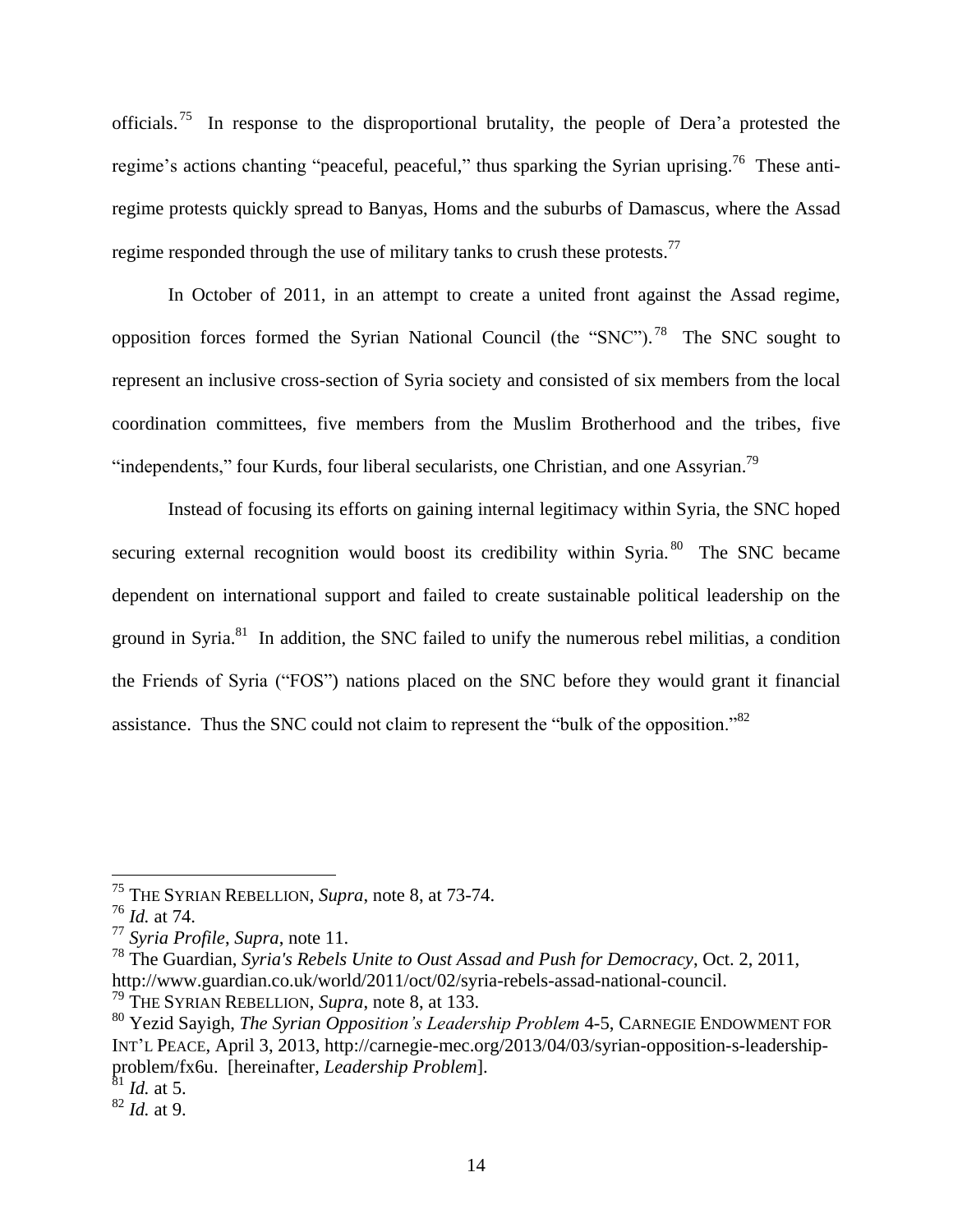officials.[75] In response to the disproportional brutality, the people of Dera'a protested the regime's actions chanting "peaceful, peaceful," thus sparking the Syrian uprising.[76] These anti-regime protests quickly spread to Banyas, Homs and the suburbs of Damascus, where the Assad regime responded through the use of military tanks to crush these protests.[77]

In October of 2011, in an attempt to create a united front against the Assad regime, opposition forces formed the Syrian National Council (the "SNC").[78] The SNC sought to represent an inclusive cross-section of Syria society and consisted of six members from the local coordination committees, five members from the Muslim Brotherhood and the tribes, five "independents," four Kurds, four liberal secularists, one Christian, and one Assyrian.[79]

Instead of focusing its efforts on gaining internal legitimacy within Syria, the SNC hoped securing external recognition would boost its credibility within Syria.[80] The SNC became dependent on international support and failed to create sustainable political leadership on the ground in Syria.[81] In addition, the SNC failed to unify the numerous rebel militias, a condition the Friends of Syria ("FOS") nations placed on the SNC before they would grant it financial assistance. Thus the SNC could not claim to represent the "bulk of the opposition."[82]

---

[75] THE SYRIAN REBELLION, *Supra*, note 8, at 73-74.

[76] *Id.* at 74.

[77] *Syria Profile*, *Supra*, note 11.

[78] The Guardian, *Syria's Rebels Unite to Oust Assad and Push for Democracy*, Oct. 2, 2011, http://www.guardian.co.uk/world/2011/oct/02/syria-rebels-assad-national-council.

[79] THE SYRIAN REBELLION, *Supra*, note 8, at 133.

[80] Yezid Sayigh, *The Syrian Opposition's Leadership Problem* 4-5, CARNEGIE ENDOWMENT FOR INT'L PEACE, April 3, 2013, http://carnegie-mec.org/2013/04/03/syrian-opposition-s-leadership-problem/fx6u. [hereinafter, *Leadership Problem*].

[81] *Id.* at 5.

[82] *Id.* at 9.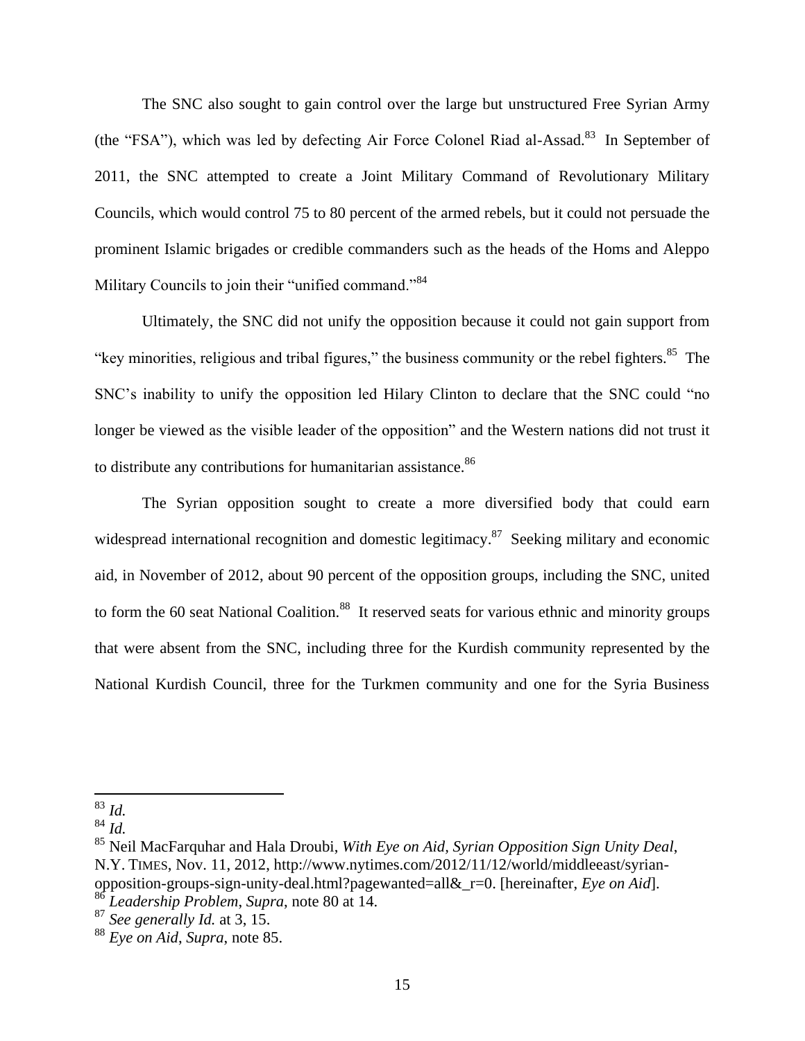The SNC also sought to gain control over the large but unstructured Free Syrian Army (the "FSA"), which was led by defecting Air Force Colonel Riad al-Assad.[83] In September of 2011, the SNC attempted to create a Joint Military Command of Revolutionary Military Councils, which would control 75 to 80 percent of the armed rebels, but it could not persuade the prominent Islamic brigades or credible commanders such as the heads of the Homs and Aleppo Military Councils to join their "unified command."[84]

Ultimately, the SNC did not unify the opposition because it could not gain support from "key minorities, religious and tribal figures," the business community or the rebel fighters.[85] The SNC's inability to unify the opposition led Hilary Clinton to declare that the SNC could "no longer be viewed as the visible leader of the opposition" and the Western nations did not trust it to distribute any contributions for humanitarian assistance.[86]

The Syrian opposition sought to create a more diversified body that could earn widespread international recognition and domestic legitimacy.[87] Seeking military and economic aid, in November of 2012, about 90 percent of the opposition groups, including the SNC, united to form the 60 seat National Coalition.[88] It reserved seats for various ethnic and minority groups that were absent from the SNC, including three for the Kurdish community represented by the National Kurdish Council, three for the Turkmen community and one for the Syria Business

---

[83] *Id.*

[84] *Id.*

[85] Neil MacFarquhar and Hala Droubi, *With Eye on Aid, Syrian Opposition Sign Unity Deal*, N.Y. TIMES, Nov. 11, 2012, http://www.nytimes.com/2012/11/12/world/middleeast/syrian-opposition-groups-sign-unity-deal.html?pagewanted=all&_r=0. [hereinafter, *Eye on Aid*].

[86] *Leadership Problem*, *Supra*, note 80 at 14.

[87] *See generally Id.* at 3, 15.

[88] *Eye on Aid*, *Supra*, note 85.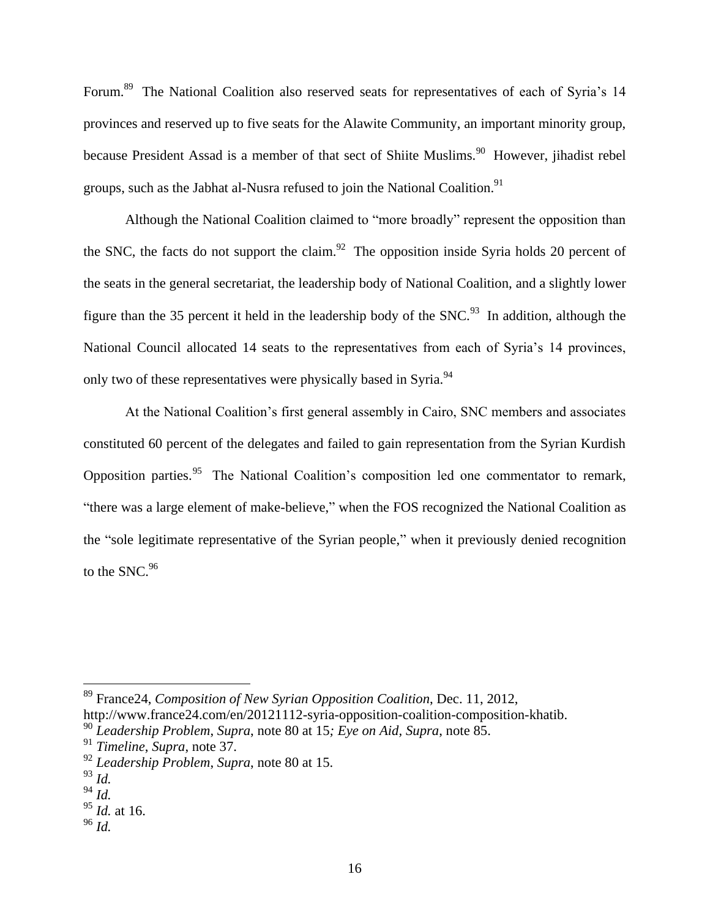Forum.[89] The National Coalition also reserved seats for representatives of each of Syria's 14 provinces and reserved up to five seats for the Alawite Community, an important minority group, because President Assad is a member of that sect of Shiite Muslims.[90] However, jihadist rebel groups, such as the Jabhat al-Nusra refused to join the National Coalition.[91]

Although the National Coalition claimed to "more broadly" represent the opposition than the SNC, the facts do not support the claim.[92] The opposition inside Syria holds 20 percent of the seats in the general secretariat, the leadership body of National Coalition, and a slightly lower figure than the 35 percent it held in the leadership body of the SNC.[93] In addition, although the National Council allocated 14 seats to the representatives from each of Syria's 14 provinces, only two of these representatives were physically based in Syria.[94]

At the National Coalition's first general assembly in Cairo, SNC members and associates constituted 60 percent of the delegates and failed to gain representation from the Syrian Kurdish Opposition parties.[95] The National Coalition's composition led one commentator to remark, "there was a large element of make-believe," when the FOS recognized the National Coalition as the "sole legitimate representative of the Syrian people," when it previously denied recognition to the SNC.[96]

---

[89] France24, *Composition of New Syrian Opposition Coalition*, Dec. 11, 2012, http://www.france24.com/en/20121112-syria-opposition-coalition-composition-khatib.

[90] *Leadership Problem*, *Supra*, note 80 at 15*; Eye on Aid*, *Supra*, note 85.

[91] *Timeline*, *Supra*, note 37.

[92] *Leadership Problem*, *Supra*, note 80 at 15.

[93] *Id.*

[94] *Id.*

[95] *Id.* at 16.

[96] *Id.*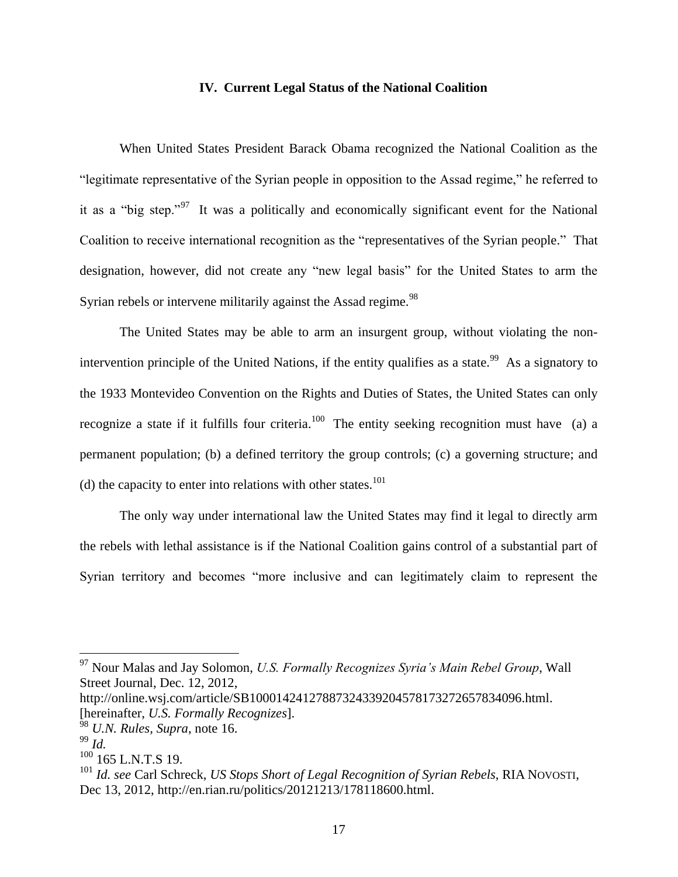### IV. Current Legal Status of the National Coalition

When United States President Barack Obama recognized the National Coalition as the "legitimate representative of the Syrian people in opposition to the Assad regime," he referred to it as a "big step."[97] It was a politically and economically significant event for the National Coalition to receive international recognition as the "representatives of the Syrian people." That designation, however, did not create any "new legal basis" for the United States to arm the Syrian rebels or intervene militarily against the Assad regime.[98]

The United States may be able to arm an insurgent group, without violating the non-intervention principle of the United Nations, if the entity qualifies as a state.[99] As a signatory to the 1933 Montevideo Convention on the Rights and Duties of States, the United States can only recognize a state if it fulfills four criteria.[100] The entity seeking recognition must have (a) a permanent population; (b) a defined territory the group controls; (c) a governing structure; and (d) the capacity to enter into relations with other states.[101]

The only way under international law the United States may find it legal to directly arm the rebels with lethal assistance is if the National Coalition gains control of a substantial part of Syrian territory and becomes "more inclusive and can legitimately claim to represent the

---

[97] Nour Malas and Jay Solomon, *U.S. Formally Recognizes Syria's Main Rebel Group*, Wall Street Journal, Dec. 12, 2012, http://online.wsj.com/article/SB10001424127887324339204578173272657834096.html. [hereinafter, *U.S. Formally Recognizes*].

[98] *U.N. Rules*, *Supra*, note 16.

[99] *Id.*

[100] 165 L.N.T.S 19.

[101] *Id. see* Carl Schreck, *US Stops Short of Legal Recognition of Syrian Rebels*, RIA NOVOSTI, Dec 13, 2012, http://en.rian.ru/politics/20121213/178118600.html.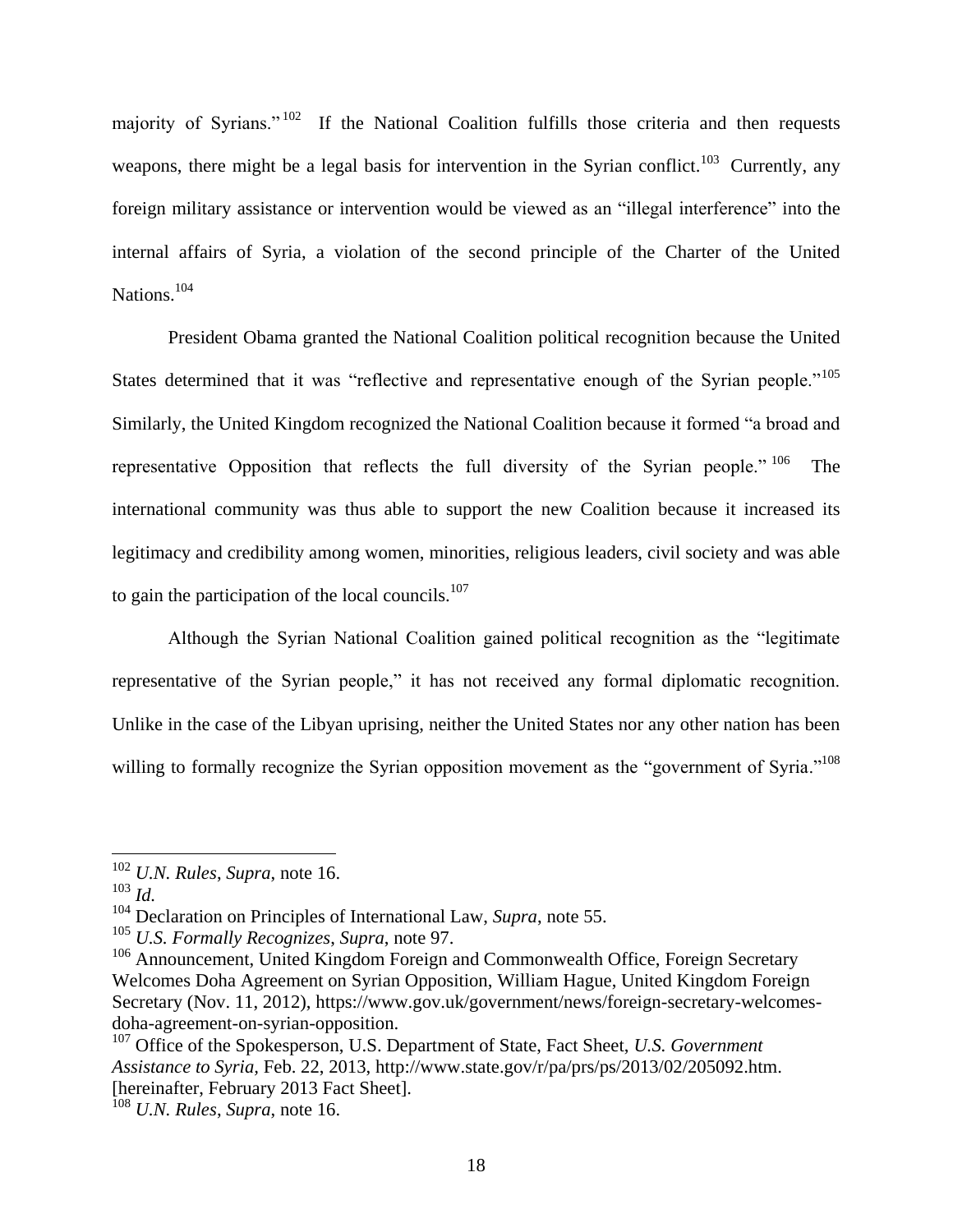majority of Syrians."[102] If the National Coalition fulfills those criteria and then requests weapons, there might be a legal basis for intervention in the Syrian conflict.[103] Currently, any foreign military assistance or intervention would be viewed as an "illegal interference" into the internal affairs of Syria, a violation of the second principle of the Charter of the United Nations.[104]

President Obama granted the National Coalition political recognition because the United States determined that it was "reflective and representative enough of the Syrian people."[105] Similarly, the United Kingdom recognized the National Coalition because it formed "a broad and representative Opposition that reflects the full diversity of the Syrian people."[106] The international community was thus able to support the new Coalition because it increased its legitimacy and credibility among women, minorities, religious leaders, civil society and was able to gain the participation of the local councils.[107]

Although the Syrian National Coalition gained political recognition as the "legitimate representative of the Syrian people," it has not received any formal diplomatic recognition. Unlike in the case of the Libyan uprising, neither the United States nor any other nation has been willing to formally recognize the Syrian opposition movement as the "government of Syria."[108]

---

[102] *U.N. Rules*, *Supra*, note 16.

[103] *Id.*

[104] Declaration on Principles of International Law, *Supra*, note 55.

[105] *U.S. Formally Recognizes*, *Supra*, note 97.

[106] Announcement, United Kingdom Foreign and Commonwealth Office, Foreign Secretary Welcomes Doha Agreement on Syrian Opposition, William Hague, United Kingdom Foreign Secretary (Nov. 11, 2012), https://www.gov.uk/government/news/foreign-secretary-welcomes-doha-agreement-on-syrian-opposition.

[107] Office of the Spokesperson, U.S. Department of State, Fact Sheet, *U.S. Government Assistance to Syria*, Feb. 22, 2013, http://www.state.gov/r/pa/prs/ps/2013/02/205092.htm. [hereinafter, February 2013 Fact Sheet].

[108] *U.N. Rules*, *Supra*, note 16.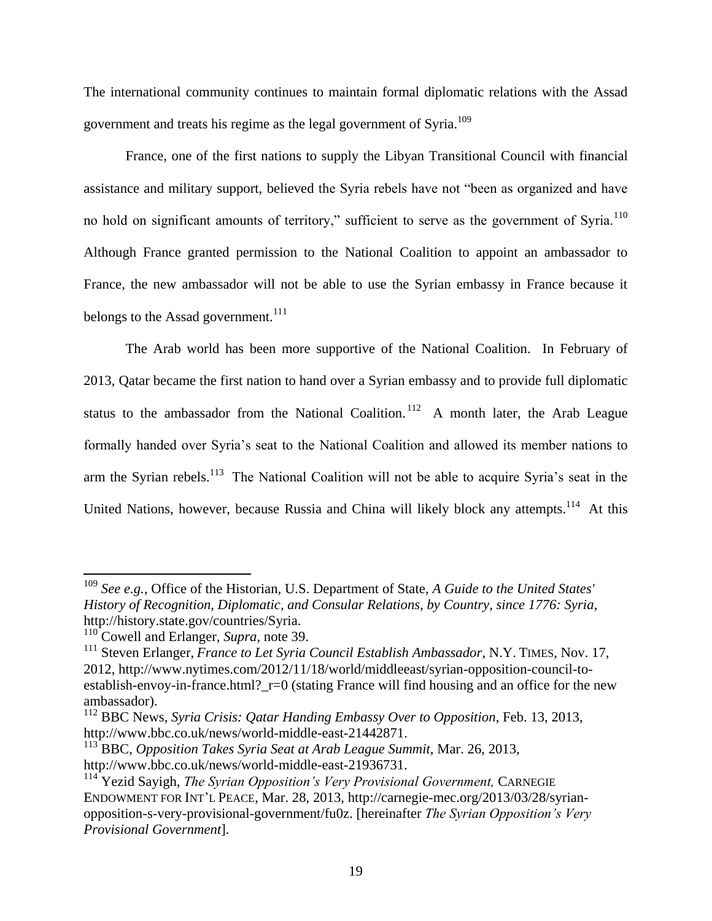The international community continues to maintain formal diplomatic relations with the Assad government and treats his regime as the legal government of Syria.[109]

France, one of the first nations to supply the Libyan Transitional Council with financial assistance and military support, believed the Syria rebels have not "been as organized and have no hold on significant amounts of territory," sufficient to serve as the government of Syria.[110] Although France granted permission to the National Coalition to appoint an ambassador to France, the new ambassador will not be able to use the Syrian embassy in France because it belongs to the Assad government.[111]

The Arab world has been more supportive of the National Coalition. In February of 2013, Qatar became the first nation to hand over a Syrian embassy and to provide full diplomatic status to the ambassador from the National Coalition.[112] A month later, the Arab League formally handed over Syria's seat to the National Coalition and allowed its member nations to arm the Syrian rebels.[113] The National Coalition will not be able to acquire Syria's seat in the United Nations, however, because Russia and China will likely block any attempts.[114] At this

---

[109] *See e.g.*, Office of the Historian, U.S. Department of State, *A Guide to the United States' History of Recognition, Diplomatic, and Consular Relations, by Country, since 1776: Syria*, http://history.state.gov/countries/Syria.

[110] Cowell and Erlanger, *Supra*, note 39.

[111] Steven Erlanger, *France to Let Syria Council Establish Ambassador*, N.Y. TIMES, Nov. 17, 2012, http://www.nytimes.com/2012/11/18/world/middleeast/syrian-opposition-council-to-establish-envoy-in-france.html?_r=0 (stating France will find housing and an office for the new ambassador).

[112] BBC News, *Syria Crisis: Qatar Handing Embassy Over to Opposition*, Feb. 13, 2013, http://www.bbc.co.uk/news/world-middle-east-21442871.

[113] BBC, *Opposition Takes Syria Seat at Arab League Summit*, Mar. 26, 2013, http://www.bbc.co.uk/news/world-middle-east-21936731.

[114] Yezid Sayigh, *The Syrian Opposition's Very Provisional Government,* CARNEGIE ENDOWMENT FOR INT'L PEACE, Mar. 28, 2013, http://carnegie-mec.org/2013/03/28/syrian-opposition-s-very-provisional-government/fu0z. [hereinafter *The Syrian Opposition's Very Provisional Government*].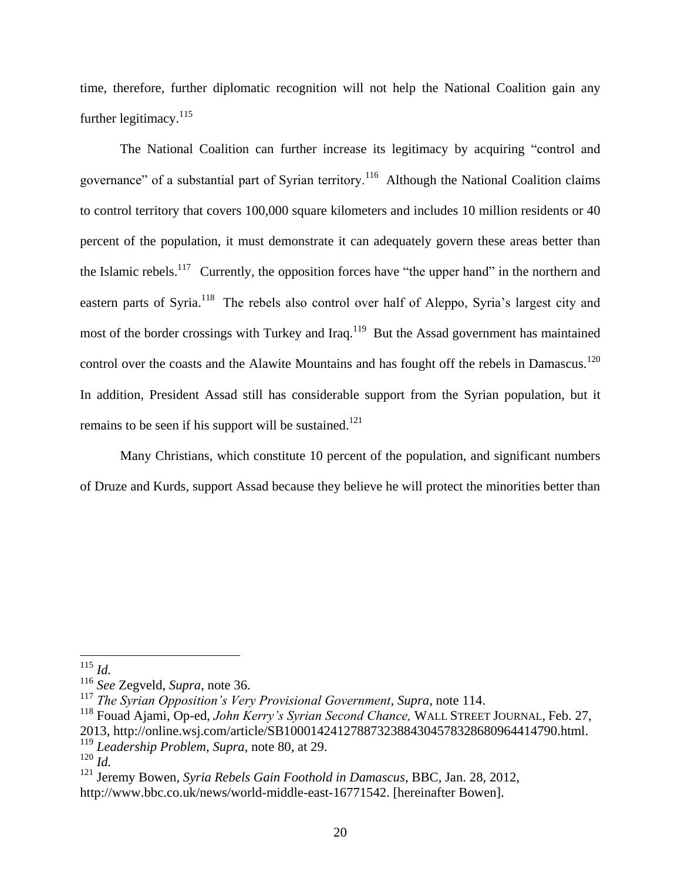time, therefore, further diplomatic recognition will not help the National Coalition gain any further legitimacy.[115]

The National Coalition can further increase its legitimacy by acquiring "control and governance" of a substantial part of Syrian territory.[116] Although the National Coalition claims to control territory that covers 100,000 square kilometers and includes 10 million residents or 40 percent of the population, it must demonstrate it can adequately govern these areas better than the Islamic rebels.[117] Currently, the opposition forces have "the upper hand" in the northern and eastern parts of Syria.[118] The rebels also control over half of Aleppo, Syria's largest city and most of the border crossings with Turkey and Iraq.[119] But the Assad government has maintained control over the coasts and the Alawite Mountains and has fought off the rebels in Damascus.[120] In addition, President Assad still has considerable support from the Syrian population, but it remains to be seen if his support will be sustained.[121]

Many Christians, which constitute 10 percent of the population, and significant numbers of Druze and Kurds, support Assad because they believe he will protect the minorities better than

---

[115] *Id.*

[116] *See* Zegveld, *Supra*, note 36.

[117] *The Syrian Opposition's Very Provisional Government*, *Supra*, note 114.

[118] Fouad Ajami, Op-ed, *John Kerry's Syrian Second Chance,* WALL STREET JOURNAL, Feb. 27, 2013, http://online.wsj.com/article/SB10001424127887323884304578328680964414790.html.

[119] *Leadership Problem*, *Supra*, note 80, at 29.

[120] *Id.*

[121] Jeremy Bowen, *Syria Rebels Gain Foothold in Damascus*, BBC, Jan. 28, 2012, http://www.bbc.co.uk/news/world-middle-east-16771542. [hereinafter Bowen].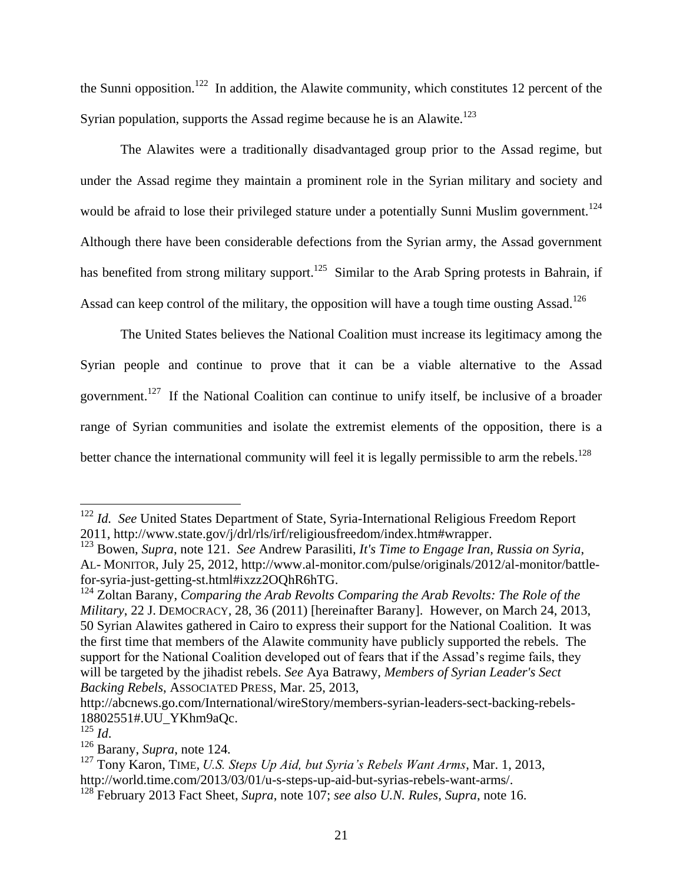the Sunni opposition.[122] In addition, the Alawite community, which constitutes 12 percent of the Syrian population, supports the Assad regime because he is an Alawite.[123]

The Alawites were a traditionally disadvantaged group prior to the Assad regime, but under the Assad regime they maintain a prominent role in the Syrian military and society and would be afraid to lose their privileged stature under a potentially Sunni Muslim government.[124] Although there have been considerable defections from the Syrian army, the Assad government has benefited from strong military support.[125] Similar to the Arab Spring protests in Bahrain, if Assad can keep control of the military, the opposition will have a tough time ousting Assad.[126]

The United States believes the National Coalition must increase its legitimacy among the Syrian people and continue to prove that it can be a viable alternative to the Assad government.[127] If the National Coalition can continue to unify itself, be inclusive of a broader range of Syrian communities and isolate the extremist elements of the opposition, there is a better chance the international community will feel it is legally permissible to arm the rebels.[128]

---

[122] *Id. See* United States Department of State, Syria-International Religious Freedom Report 2011, http://www.state.gov/j/drl/rls/irf/religiousfreedom/index.htm#wrapper.

[123] Bowen, *Supra*, note 121. *See* Andrew Parasiliti, *It's Time to Engage Iran, Russia on Syria*, AL- MONITOR, July 25, 2012, http://www.al-monitor.com/pulse/originals/2012/al-monitor/battle-for-syria-just-getting-st.html#ixzz2OQhR6hTG.

[124] Zoltan Barany, *Comparing the Arab Revolts Comparing the Arab Revolts: The Role of the Military*, 22 J. DEMOCRACY, 28, 36 (2011) [hereinafter Barany]. However, on March 24, 2013, 50 Syrian Alawites gathered in Cairo to express their support for the National Coalition. It was the first time that members of the Alawite community have publicly supported the rebels. The support for the National Coalition developed out of fears that if the Assad's regime fails, they will be targeted by the jihadist rebels. *See* Aya Batrawy, *Members of Syrian Leader's Sect Backing Rebels*, ASSOCIATED PRESS, Mar. 25, 2013, http://abcnews.go.com/International/wireStory/members-syrian-leaders-sect-backing-rebels-18802551#.UU_YKhm9aQc.

[125] *Id.*

[126] Barany, *Supra*, note 124.

[127] Tony Karon, TIME, *U.S. Steps Up Aid, but Syria's Rebels Want Arms*, Mar. 1, 2013, http://world.time.com/2013/03/01/u-s-steps-up-aid-but-syrias-rebels-want-arms/.

[128] February 2013 Fact Sheet, *Supra*, note 107; *see also U.N. Rules*, *Supra*, note 16.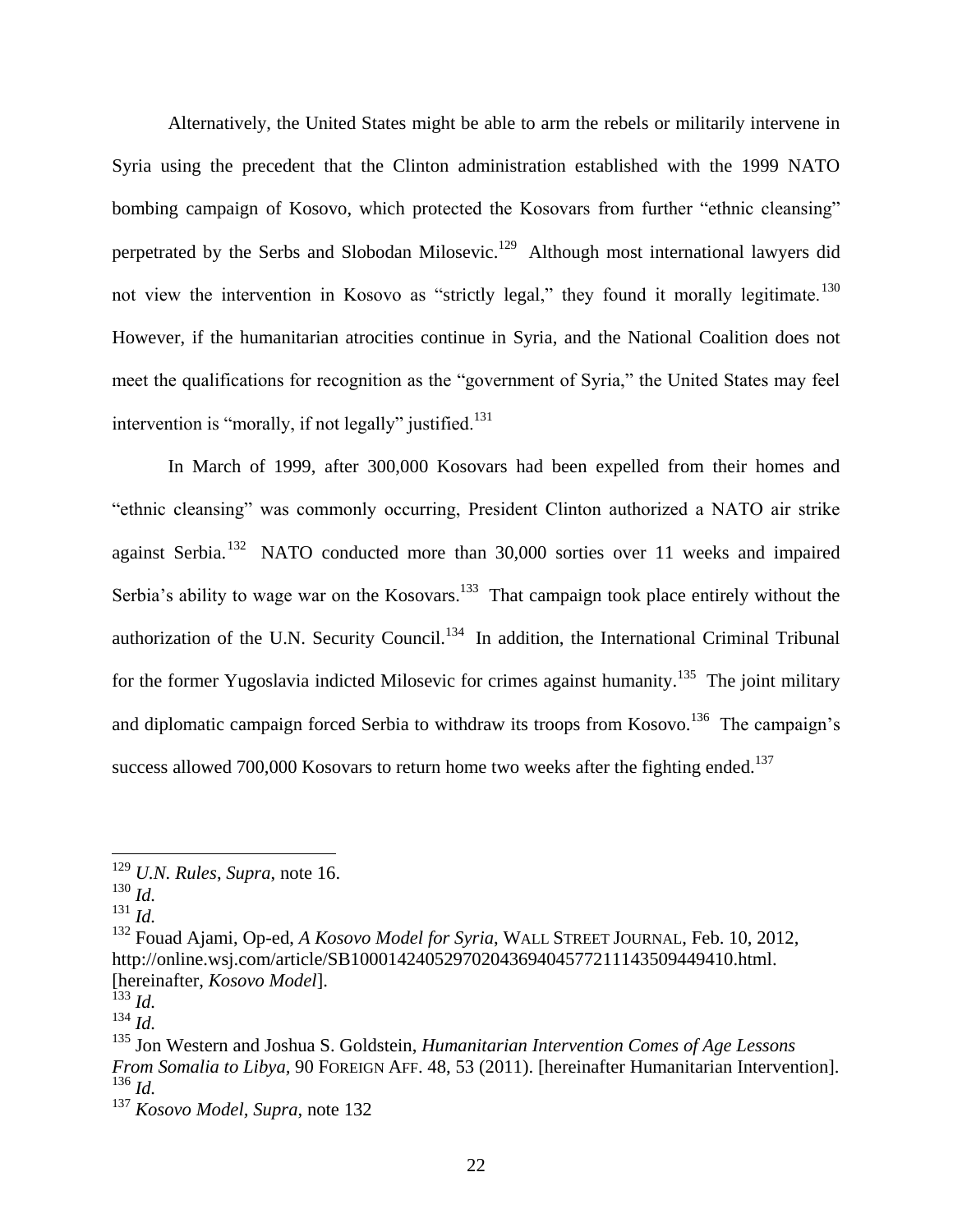Alternatively, the United States might be able to arm the rebels or militarily intervene in Syria using the precedent that the Clinton administration established with the 1999 NATO bombing campaign of Kosovo, which protected the Kosovars from further "ethnic cleansing" perpetrated by the Serbs and Slobodan Milosevic.[129] Although most international lawyers did not view the intervention in Kosovo as "strictly legal," they found it morally legitimate.[130] However, if the humanitarian atrocities continue in Syria, and the National Coalition does not meet the qualifications for recognition as the "government of Syria," the United States may feel intervention is "morally, if not legally" justified.[131]

In March of 1999, after 300,000 Kosovars had been expelled from their homes and "ethnic cleansing" was commonly occurring, President Clinton authorized a NATO air strike against Serbia.[132] NATO conducted more than 30,000 sorties over 11 weeks and impaired Serbia's ability to wage war on the Kosovars.[133] That campaign took place entirely without the authorization of the U.N. Security Council.[134] In addition, the International Criminal Tribunal for the former Yugoslavia indicted Milosevic for crimes against humanity.[135] The joint military and diplomatic campaign forced Serbia to withdraw its troops from Kosovo.[136] The campaign's success allowed 700,000 Kosovars to return home two weeks after the fighting ended.[137]

---

[129] *U.N. Rules*, *Supra*, note 16.

[130] *Id.*

[131] *Id.*

[132] Fouad Ajami, Op-ed, *A Kosovo Model for Syria*, WALL STREET JOURNAL, Feb. 10, 2012, http://online.wsj.com/article/SB10001424052970204369404577211143509449410.html. [hereinafter, *Kosovo Model*].

[133] *Id.*

[134] *Id.*

[135] Jon Western and Joshua S. Goldstein, *Humanitarian Intervention Comes of Age Lessons From Somalia to Libya*, 90 FOREIGN AFF. 48, 53 (2011). [hereinafter Humanitarian Intervention].

[136] *Id.*

[137] *Kosovo Model, Supra*, note 132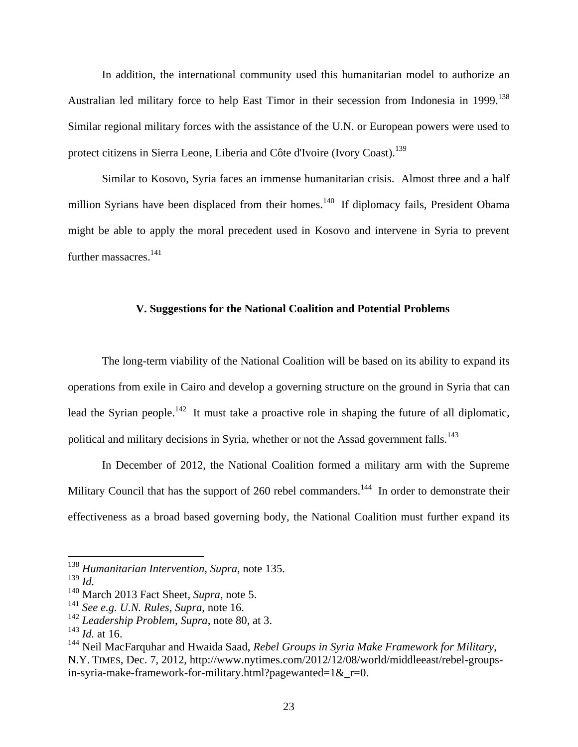In addition, the international community used this humanitarian model to authorize an Australian led military force to help East Timor in their secession from Indonesia in 1999.[138] Similar regional military forces with the assistance of the U.N. or European powers were used to protect citizens in Sierra Leone, Liberia and Côte d'Ivoire (Ivory Coast).[139]

Similar to Kosovo, Syria faces an immense humanitarian crisis. Almost three and a half million Syrians have been displaced from their homes.[140] If diplomacy fails, President Obama might be able to apply the moral precedent used in Kosovo and intervene in Syria to prevent further massacres.[141]

## V. Suggestions for the National Coalition and Potential Problems

The long-term viability of the National Coalition will be based on its ability to expand its operations from exile in Cairo and develop a governing structure on the ground in Syria that can lead the Syrian people.[142] It must take a proactive role in shaping the future of all diplomatic, political and military decisions in Syria, whether or not the Assad government falls.[143]

In December of 2012, the National Coalition formed a military arm with the Supreme Military Council that has the support of 260 rebel commanders.[144] In order to demonstrate their effectiveness as a broad based governing body, the National Coalition must further expand its

---

[138] *Humanitarian Intervention*, *Supra*, note 135.
[139] *Id.*
[140] March 2013 Fact Sheet, *Supra*, note 5.
[141] *See e.g. U.N. Rules*, *Supra*, note 16.
[142] *Leadership Problem*, *Supra*, note 80, at 3.
[143] *Id.* at 16.
[144] Neil MacFarquhar and Hwaida Saad, *Rebel Groups in Syria Make Framework for Military*, N.Y. TIMES, Dec. 7, 2012, http://www.nytimes.com/2012/12/08/world/middleeast/rebel-groups-in-syria-make-framework-for-military.html?pagewanted=1&_r=0.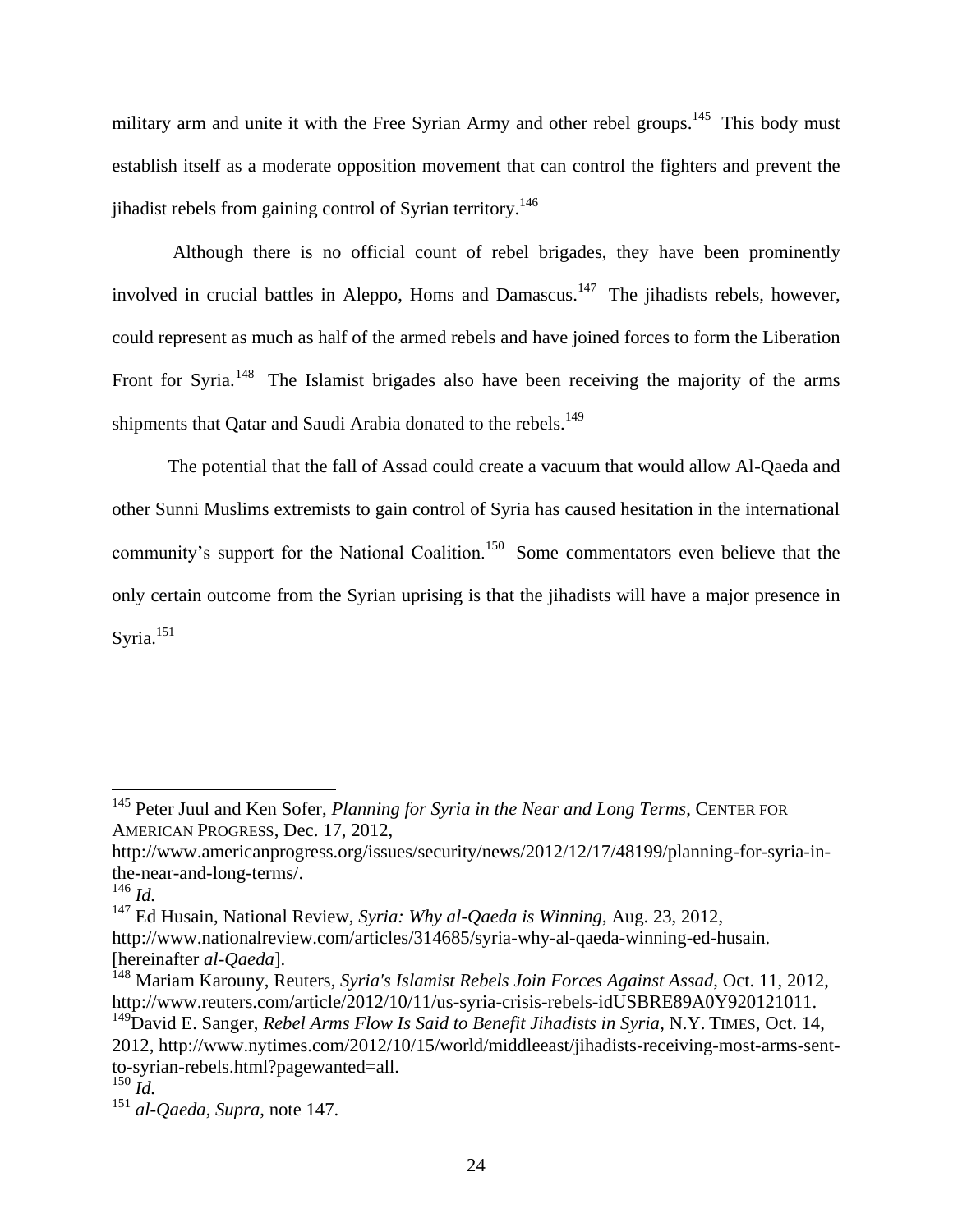military arm and unite it with the Free Syrian Army and other rebel groups.[145] This body must establish itself as a moderate opposition movement that can control the fighters and prevent the jihadist rebels from gaining control of Syrian territory.[146]

Although there is no official count of rebel brigades, they have been prominently involved in crucial battles in Aleppo, Homs and Damascus.[147] The jihadists rebels, however, could represent as much as half of the armed rebels and have joined forces to form the Liberation Front for Syria.[148] The Islamist brigades also have been receiving the majority of the arms shipments that Qatar and Saudi Arabia donated to the rebels.[149]

The potential that the fall of Assad could create a vacuum that would allow Al-Qaeda and other Sunni Muslims extremists to gain control of Syria has caused hesitation in the international community's support for the National Coalition.[150] Some commentators even believe that the only certain outcome from the Syrian uprising is that the jihadists will have a major presence in Syria.[151]

---

[145] Peter Juul and Ken Sofer, *Planning for Syria in the Near and Long Terms*, CENTER FOR AMERICAN PROGRESS, Dec. 17, 2012, http://www.americanprogress.org/issues/security/news/2012/12/17/48199/planning-for-syria-in-the-near-and-long-terms/.

[146] *Id.*

[147] Ed Husain, National Review, *Syria: Why al-Qaeda is Winning*, Aug. 23, 2012, http://www.nationalreview.com/articles/314685/syria-why-al-qaeda-winning-ed-husain. [hereinafter *al-Qaeda*].

[148] Mariam Karouny, Reuters, *Syria's Islamist Rebels Join Forces Against Assad*, Oct. 11, 2012, http://www.reuters.com/article/2012/10/11/us-syria-crisis-rebels-idUSBRE89A0Y920121011.

[149] David E. Sanger, *Rebel Arms Flow Is Said to Benefit Jihadists in Syria*, N.Y. TIMES, Oct. 14, 2012, http://www.nytimes.com/2012/10/15/world/middleeast/jihadists-receiving-most-arms-sent-to-syrian-rebels.html?pagewanted=all.

[150] *Id.*

[151] *al-Qaeda*, *Supra*, note 147.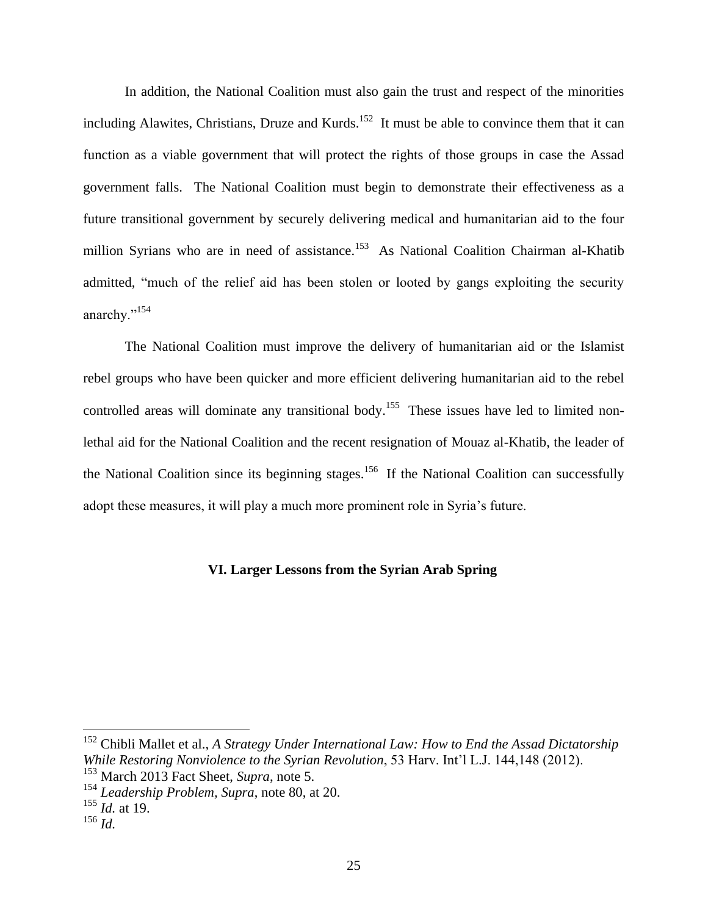In addition, the National Coalition must also gain the trust and respect of the minorities including Alawites, Christians, Druze and Kurds.[152] It must be able to convince them that it can function as a viable government that will protect the rights of those groups in case the Assad government falls. The National Coalition must begin to demonstrate their effectiveness as a future transitional government by securely delivering medical and humanitarian aid to the four million Syrians who are in need of assistance.[153] As National Coalition Chairman al-Khatib admitted, "much of the relief aid has been stolen or looted by gangs exploiting the security anarchy."[154]

The National Coalition must improve the delivery of humanitarian aid or the Islamist rebel groups who have been quicker and more efficient delivering humanitarian aid to the rebel controlled areas will dominate any transitional body.[155] These issues have led to limited non-lethal aid for the National Coalition and the recent resignation of Mouaz al-Khatib, the leader of the National Coalition since its beginning stages.[156] If the National Coalition can successfully adopt these measures, it will play a much more prominent role in Syria's future.

## VI. Larger Lessons from the Syrian Arab Spring

---

[152] Chibli Mallet et al., *A Strategy Under International Law: How to End the Assad Dictatorship While Restoring Nonviolence to the Syrian Revolution*, 53 Harv. Int'l L.J. 144,148 (2012).

[153] March 2013 Fact Sheet, *Supra*, note 5.

[154] *Leadership Problem, Supra*, note 80, at 20.

[155] *Id.* at 19.

[156] *Id.*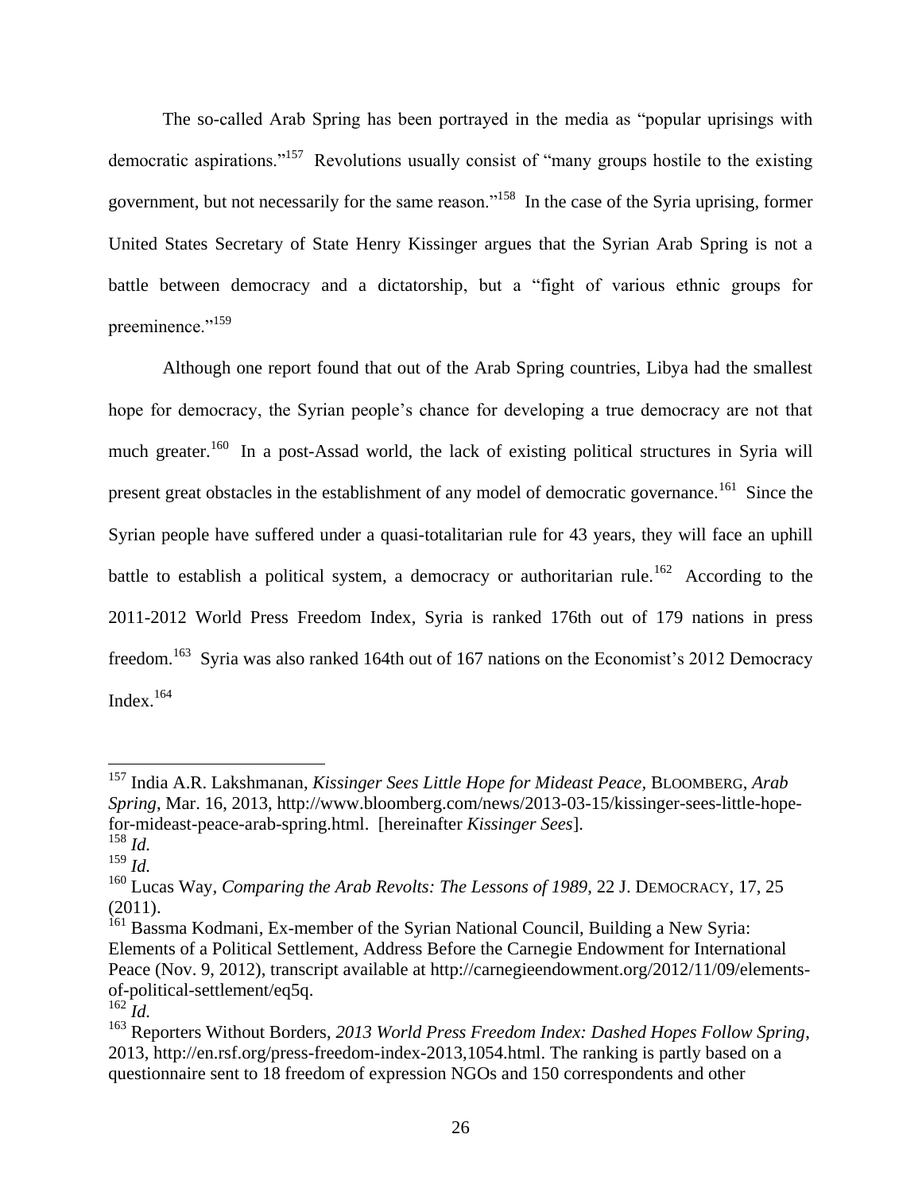The so-called Arab Spring has been portrayed in the media as "popular uprisings with democratic aspirations."[157] Revolutions usually consist of "many groups hostile to the existing government, but not necessarily for the same reason."[158] In the case of the Syria uprising, former United States Secretary of State Henry Kissinger argues that the Syrian Arab Spring is not a battle between democracy and a dictatorship, but a "fight of various ethnic groups for preeminence."[159]

Although one report found that out of the Arab Spring countries, Libya had the smallest hope for democracy, the Syrian people's chance for developing a true democracy are not that much greater.[160] In a post-Assad world, the lack of existing political structures in Syria will present great obstacles in the establishment of any model of democratic governance.[161] Since the Syrian people have suffered under a quasi-totalitarian rule for 43 years, they will face an uphill battle to establish a political system, a democracy or authoritarian rule.[162] According to the 2011-2012 World Press Freedom Index, Syria is ranked 176th out of 179 nations in press freedom.[163] Syria was also ranked 164th out of 167 nations on the Economist's 2012 Democracy Index.[164]

---

[157] India A.R. Lakshmanan, *Kissinger Sees Little Hope for Mideast Peace*, BLOOMBERG, *Arab Spring*, Mar. 16, 2013, http://www.bloomberg.com/news/2013-03-15/kissinger-sees-little-hope-for-mideast-peace-arab-spring.html. [hereinafter *Kissinger Sees*].

[158] *Id.*

[159] *Id.*

[160] Lucas Way, *Comparing the Arab Revolts: The Lessons of 1989*, 22 J. DEMOCRACY, 17, 25 (2011).

[161] Bassma Kodmani, Ex-member of the Syrian National Council, Building a New Syria: Elements of a Political Settlement, Address Before the Carnegie Endowment for International Peace (Nov. 9, 2012), transcript available at http://carnegieendowment.org/2012/11/09/elements-of-political-settlement/eq5q.

[162] *Id.*

[163] Reporters Without Borders, *2013 World Press Freedom Index: Dashed Hopes Follow Spring*, 2013, http://en.rsf.org/press-freedom-index-2013,1054.html. The ranking is partly based on a questionnaire sent to 18 freedom of expression NGOs and 150 correspondents and other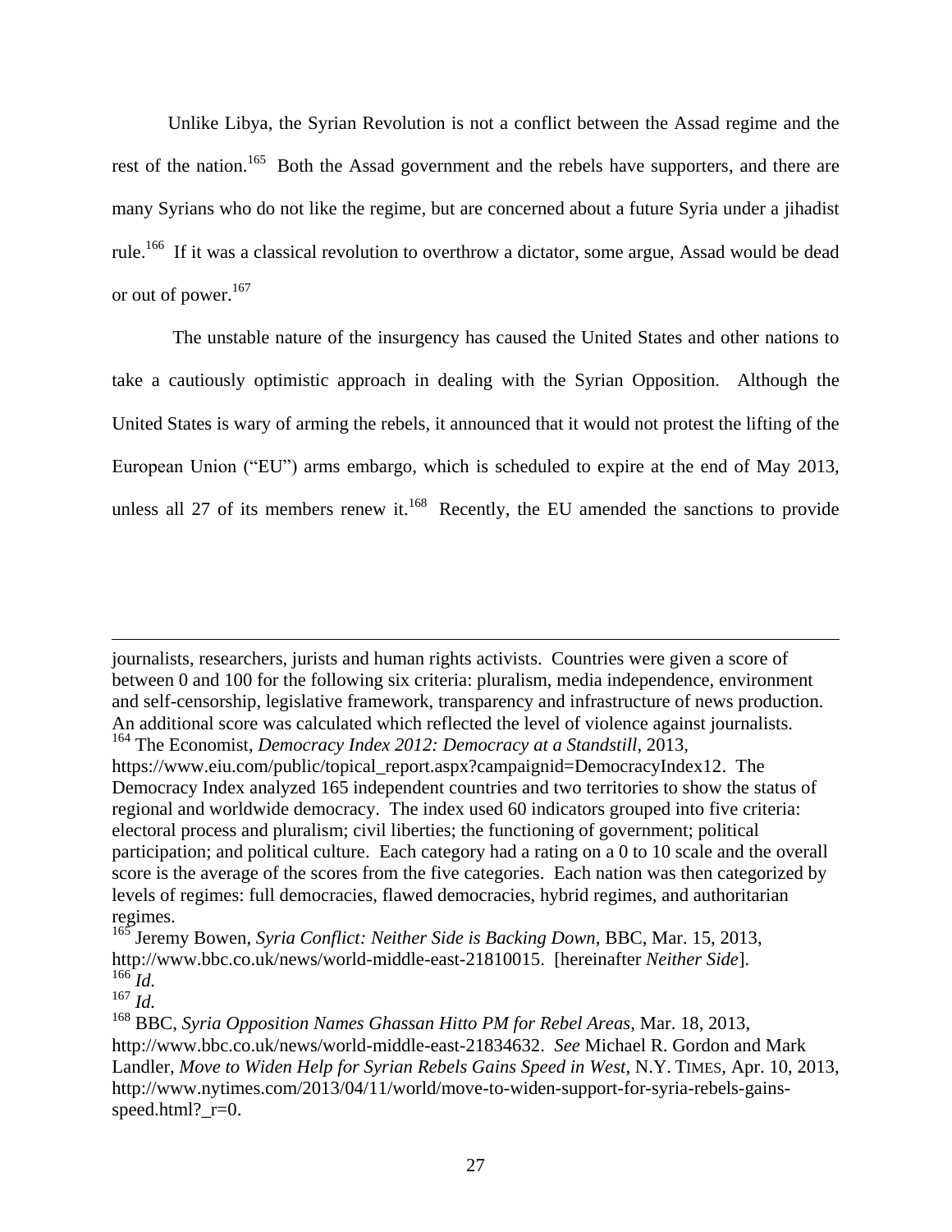Unlike Libya, the Syrian Revolution is not a conflict between the Assad regime and the rest of the nation.[165] Both the Assad government and the rebels have supporters, and there are many Syrians who do not like the regime, but are concerned about a future Syria under a jihadist rule.[166] If it was a classical revolution to overthrow a dictator, some argue, Assad would be dead or out of power.[167]

The unstable nature of the insurgency has caused the United States and other nations to take a cautiously optimistic approach in dealing with the Syrian Opposition. Although the United States is wary of arming the rebels, it announced that it would not protest the lifting of the European Union ("EU") arms embargo, which is scheduled to expire at the end of May 2013, unless all 27 of its members renew it.[168] Recently, the EU amended the sanctions to provide

---

journalists, researchers, jurists and human rights activists. Countries were given a score of between 0 and 100 for the following six criteria: pluralism, media independence, environment and self-censorship, legislative framework, transparency and infrastructure of news production. An additional score was calculated which reflected the level of violence against journalists.

[164] The Economist, *Democracy Index 2012: Democracy at a Standstill*, 2013, https://www.eiu.com/public/topical_report.aspx?campaignid=DemocracyIndex12. The Democracy Index analyzed 165 independent countries and two territories to show the status of regional and worldwide democracy. The index used 60 indicators grouped into five criteria: electoral process and pluralism; civil liberties; the functioning of government; political participation; and political culture. Each category had a rating on a 0 to 10 scale and the overall score is the average of the scores from the five categories. Each nation was then categorized by levels of regimes: full democracies, flawed democracies, hybrid regimes, and authoritarian regimes.

[165] Jeremy Bowen, *Syria Conflict: Neither Side is Backing Down*, BBC, Mar. 15, 2013, http://www.bbc.co.uk/news/world-middle-east-21810015. [hereinafter *Neither Side*].

[166] *Id.*

[167] *Id.*

[168] BBC, *Syria Opposition Names Ghassan Hitto PM for Rebel Areas*, Mar. 18, 2013, http://www.bbc.co.uk/news/world-middle-east-21834632. *See* Michael R. Gordon and Mark Landler, *Move to Widen Help for Syrian Rebels Gains Speed in West*, N.Y. TIMES, Apr. 10, 2013, http://www.nytimes.com/2013/04/11/world/move-to-widen-support-for-syria-rebels-gains-speed.html?_r=0.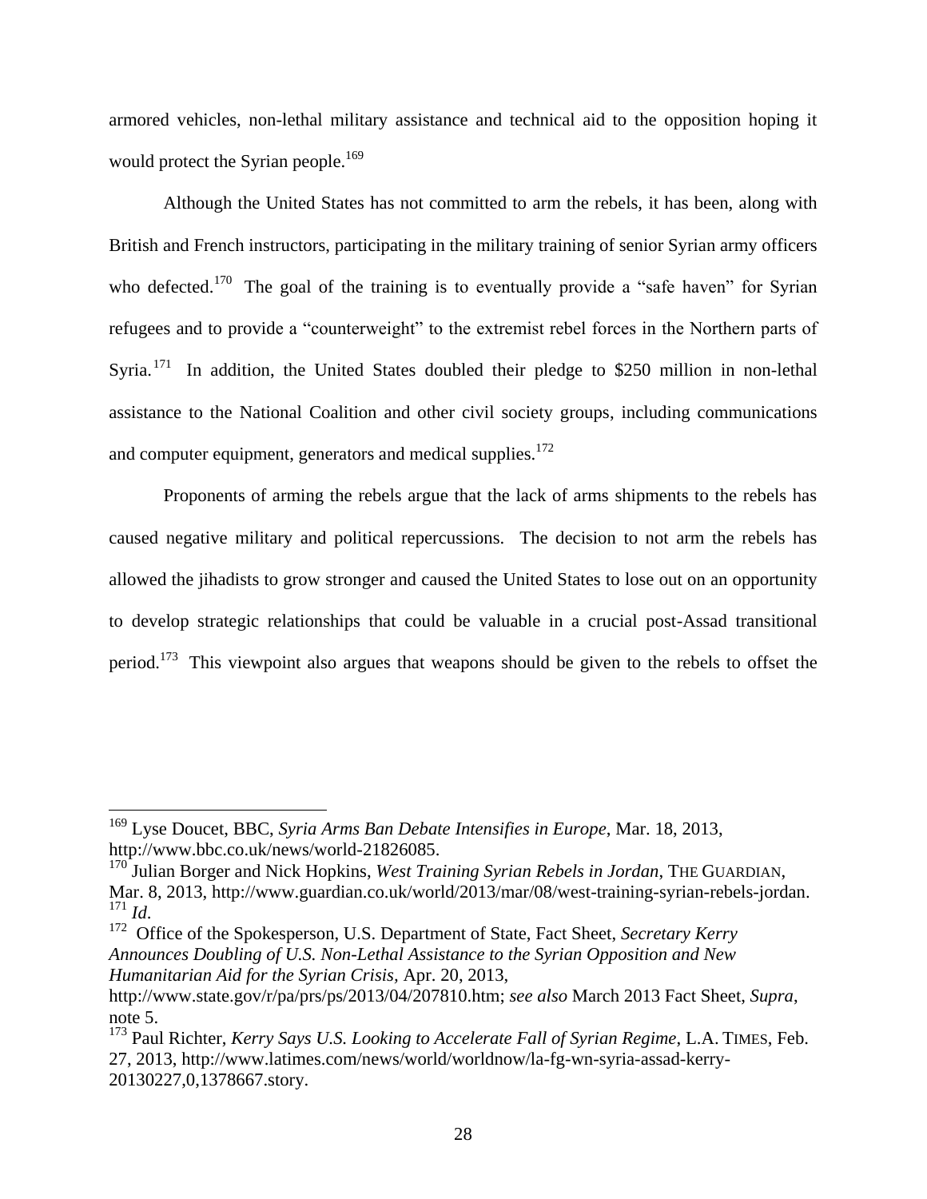armored vehicles, non-lethal military assistance and technical aid to the opposition hoping it would protect the Syrian people.[169]

Although the United States has not committed to arm the rebels, it has been, along with British and French instructors, participating in the military training of senior Syrian army officers who defected.[170] The goal of the training is to eventually provide a "safe haven" for Syrian refugees and to provide a "counterweight" to the extremist rebel forces in the Northern parts of Syria.[171] In addition, the United States doubled their pledge to $250 million in non-lethal assistance to the National Coalition and other civil society groups, including communications and computer equipment, generators and medical supplies.[172]

Proponents of arming the rebels argue that the lack of arms shipments to the rebels has caused negative military and political repercussions. The decision to not arm the rebels has allowed the jihadists to grow stronger and caused the United States to lose out on an opportunity to develop strategic relationships that could be valuable in a crucial post-Assad transitional period.[173] This viewpoint also argues that weapons should be given to the rebels to offset the

---

[169] Lyse Doucet, BBC, *Syria Arms Ban Debate Intensifies in Europe*, Mar. 18, 2013, http://www.bbc.co.uk/news/world-21826085.

[170] Julian Borger and Nick Hopkins, *West Training Syrian Rebels in Jordan*, THE GUARDIAN, Mar. 8, 2013, http://www.guardian.co.uk/world/2013/mar/08/west-training-syrian-rebels-jordan.

[171] *Id.*

[172] Office of the Spokesperson, U.S. Department of State, Fact Sheet, *Secretary Kerry Announces Doubling of U.S. Non-Lethal Assistance to the Syrian Opposition and New Humanitarian Aid for the Syrian Crisis*, Apr. 20, 2013, http://www.state.gov/r/pa/prs/ps/2013/04/207810.htm; *see also* March 2013 Fact Sheet, *Supra*, note 5.

[173] Paul Richter, *Kerry Says U.S. Looking to Accelerate Fall of Syrian Regime*, L.A. TIMES, Feb. 27, 2013, http://www.latimes.com/news/world/worldnow/la-fg-wn-syria-assad-kerry-20130227,0,1378667.story.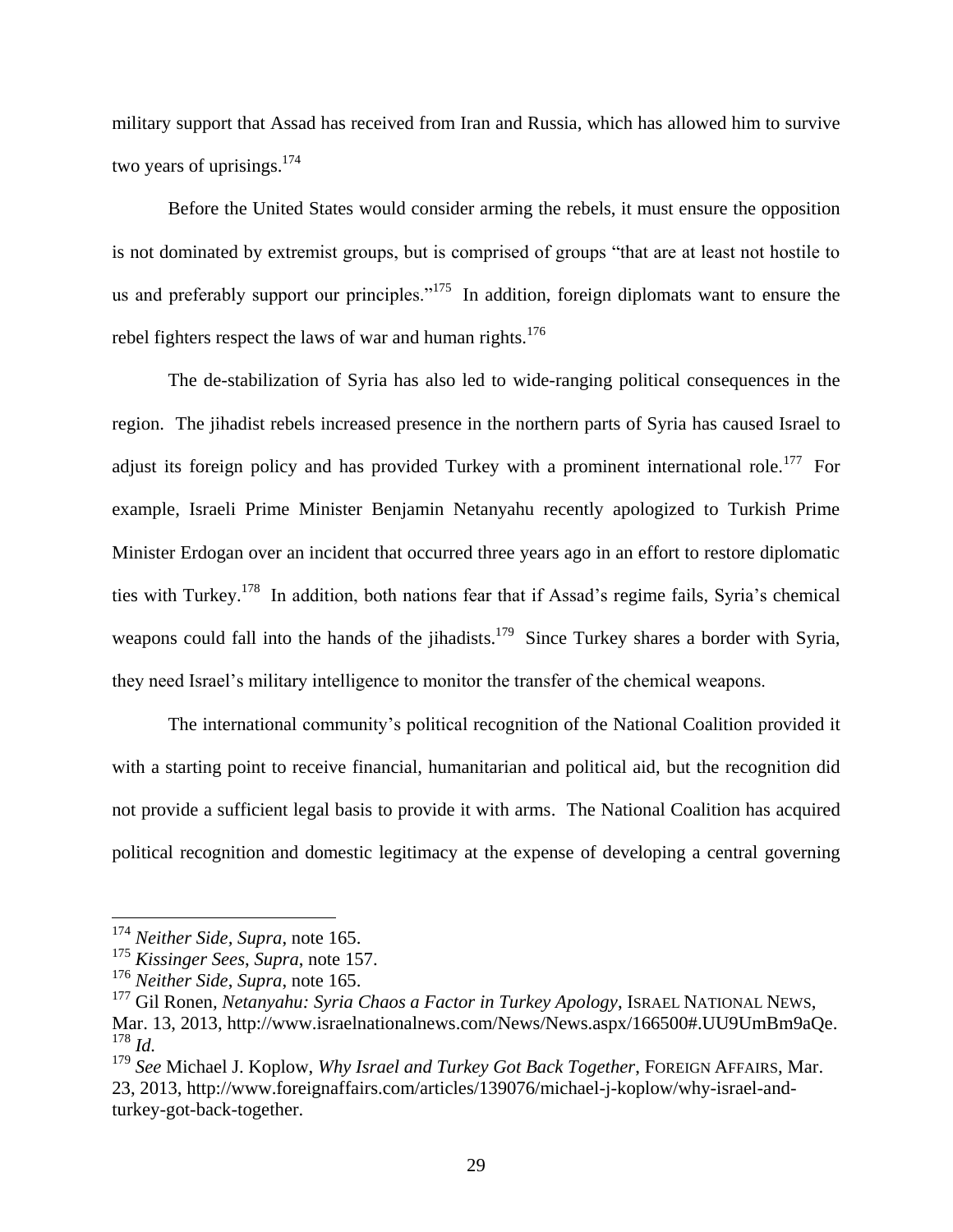military support that Assad has received from Iran and Russia, which has allowed him to survive two years of uprisings.[174]

Before the United States would consider arming the rebels, it must ensure the opposition is not dominated by extremist groups, but is comprised of groups "that are at least not hostile to us and preferably support our principles."[175] In addition, foreign diplomats want to ensure the rebel fighters respect the laws of war and human rights.[176]

The de-stabilization of Syria has also led to wide-ranging political consequences in the region. The jihadist rebels increased presence in the northern parts of Syria has caused Israel to adjust its foreign policy and has provided Turkey with a prominent international role.[177] For example, Israeli Prime Minister Benjamin Netanyahu recently apologized to Turkish Prime Minister Erdogan over an incident that occurred three years ago in an effort to restore diplomatic ties with Turkey.[178] In addition, both nations fear that if Assad's regime fails, Syria's chemical weapons could fall into the hands of the jihadists.[179] Since Turkey shares a border with Syria, they need Israel's military intelligence to monitor the transfer of the chemical weapons.

The international community's political recognition of the National Coalition provided it with a starting point to receive financial, humanitarian and political aid, but the recognition did not provide a sufficient legal basis to provide it with arms. The National Coalition has acquired political recognition and domestic legitimacy at the expense of developing a central governing

---

[174] *Neither Side*, *Supra*, note 165.

[175] *Kissinger Sees*, *Supra*, note 157.

[176] *Neither Side*, *Supra*, note 165.

[177] Gil Ronen, *Netanyahu: Syria Chaos a Factor in Turkey Apology*, ISRAEL NATIONAL NEWS, Mar. 13, 2013, http://www.israelnationalnews.com/News/News.aspx/166500#.UU9UmBm9aQe.

[178] *Id.*

[179] *See* Michael J. Koplow, *Why Israel and Turkey Got Back Together*, FOREIGN AFFAIRS, Mar. 23, 2013, http://www.foreignaffairs.com/articles/139076/michael-j-koplow/why-israel-and-turkey-got-back-together.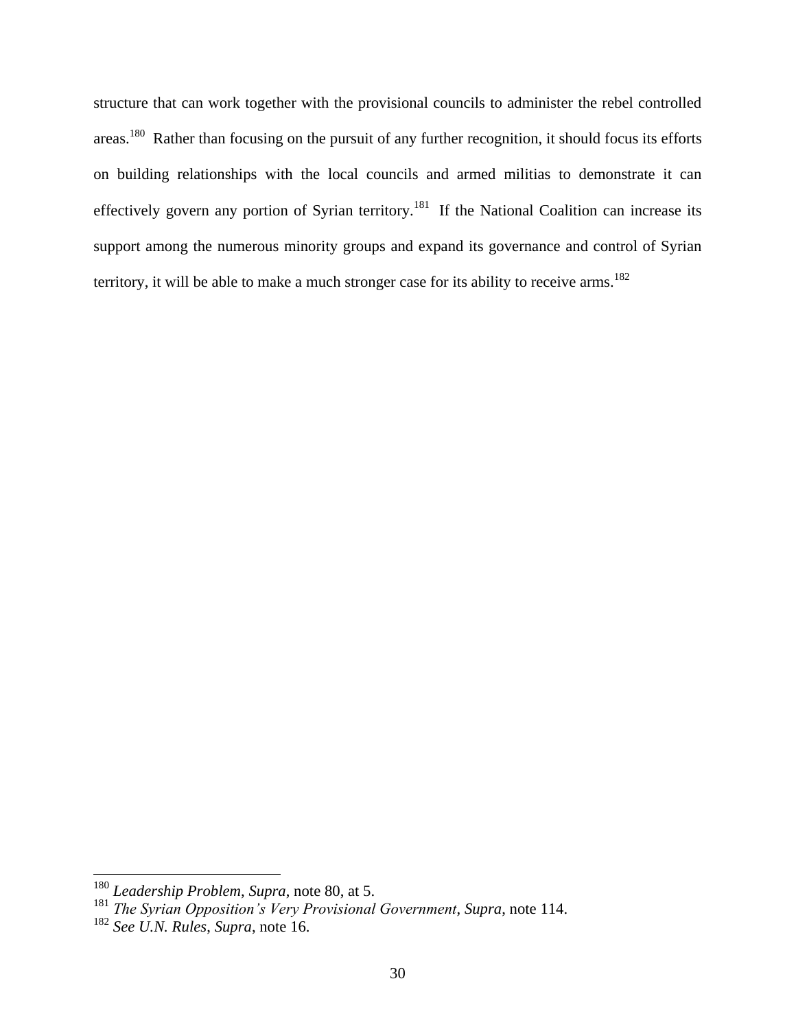structure that can work together with the provisional councils to administer the rebel controlled areas.[180] Rather than focusing on the pursuit of any further recognition, it should focus its efforts on building relationships with the local councils and armed militias to demonstrate it can effectively govern any portion of Syrian territory.[181] If the National Coalition can increase its support among the numerous minority groups and expand its governance and control of Syrian territory, it will be able to make a much stronger case for its ability to receive arms.[182]

---

[180] *Leadership Problem*, *Supra*, note 80, at 5.
[181] *The Syrian Opposition's Very Provisional Government*, *Supra*, note 114.
[182] *See U.N. Rules*, *Supra*, note 16.